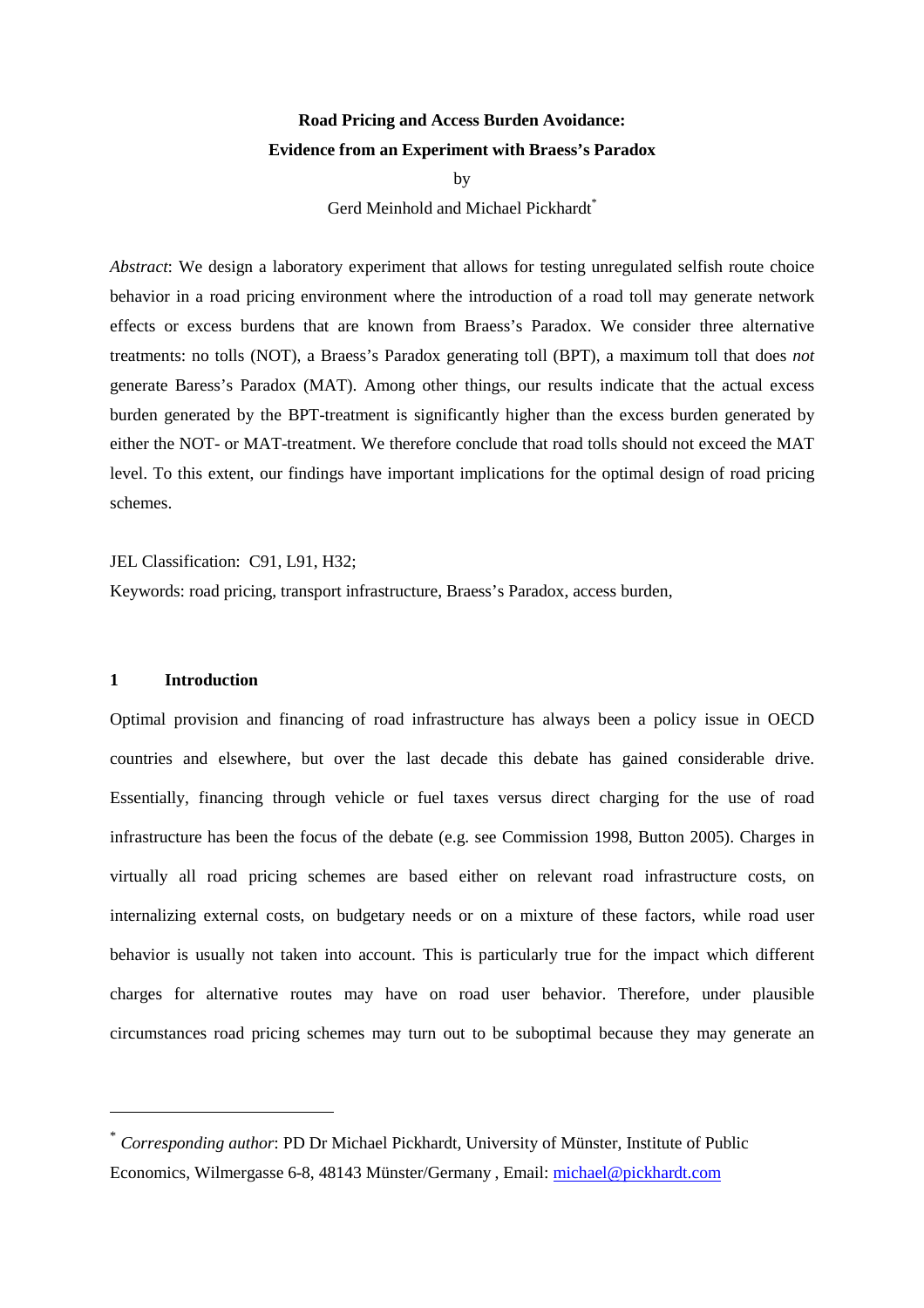# Road Pricing and Access Burden Avoidance: Evidence from an Experiment with Braess's Paradox

by

Gerd Meinhold and Michael Pickhardt[*]

*Abstract*: We design a laboratory experiment that allows for testing unregulated selfish route choice behavior in a road pricing environment where the introduction of a road toll may generate network effects or excess burdens that are known from Braess's Paradox. We consider three alternative treatments: no tolls (NOT), a Braess's Paradox generating toll (BPT), a maximum toll that does *not* generate Baress's Paradox (MAT). Among other things, our results indicate that the actual excess burden generated by the BPT-treatment is significantly higher than the excess burden generated by either the NOT- or MAT-treatment. We therefore conclude that road tolls should not exceed the MAT level. To this extent, our findings have important implications for the optimal design of road pricing schemes.

JEL Classification: C91, L91, H32;

Keywords: road pricing, transport infrastructure, Braess's Paradox, access burden,

## 1 Introduction

Optimal provision and financing of road infrastructure has always been a policy issue in OECD countries and elsewhere, but over the last decade this debate has gained considerable drive. Essentially, financing through vehicle or fuel taxes versus direct charging for the use of road infrastructure has been the focus of the debate (e.g. see Commission 1998, Button 2005). Charges in virtually all road pricing schemes are based either on relevant road infrastructure costs, on internalizing external costs, on budgetary needs or on a mixture of these factors, while road user behavior is usually not taken into account. This is particularly true for the impact which different charges for alternative routes may have on road user behavior. Therefore, under plausible circumstances road pricing schemes may turn out to be suboptimal because they may generate an

---

[*] *Corresponding author*: PD Dr Michael Pickhardt, University of Münster, Institute of Public Economics, Wilmergasse 6-8, 48143 Münster/Germany , Email: michael@pickhardt.com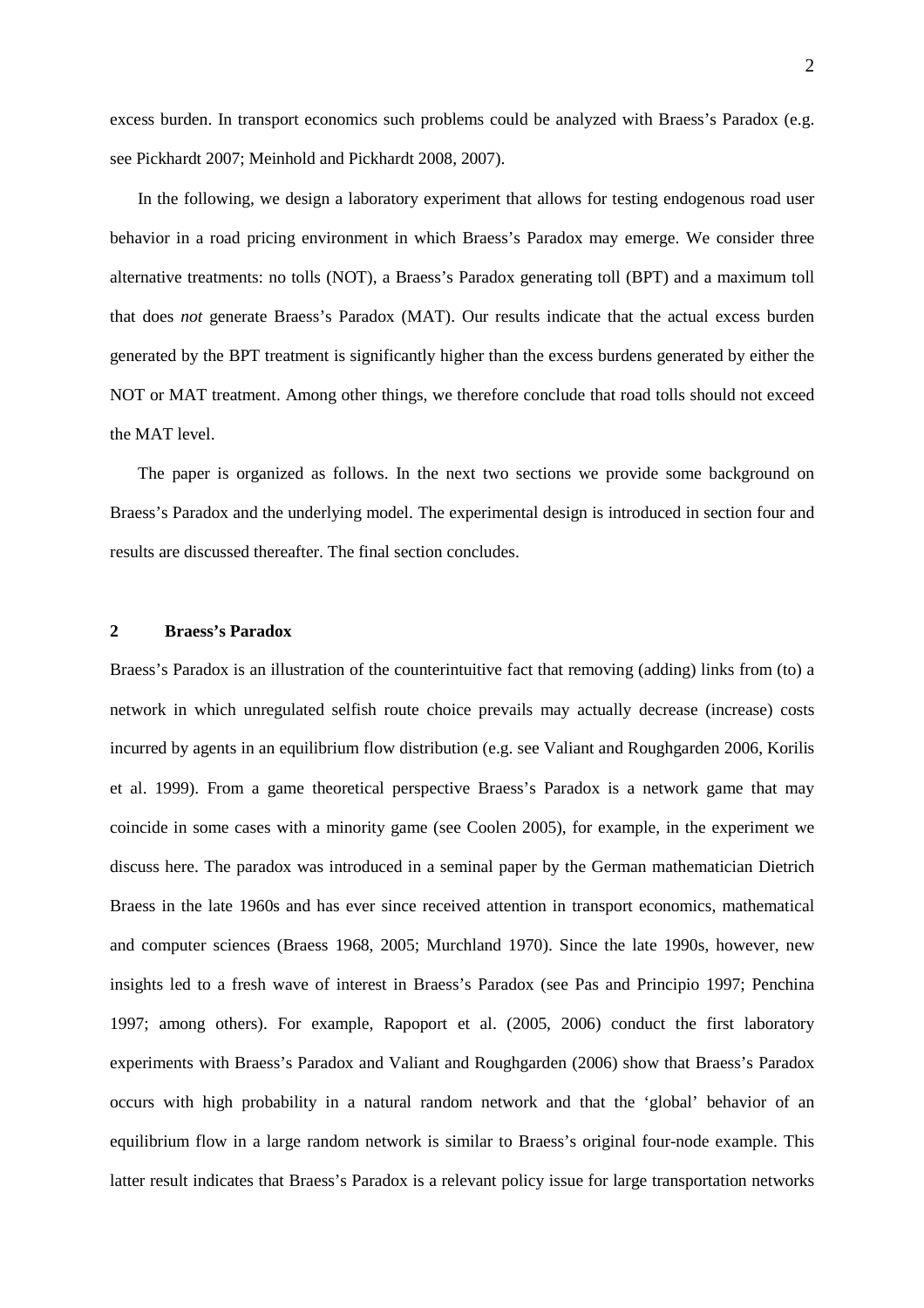excess burden. In transport economics such problems could be analyzed with Braess's Paradox (e.g. see Pickhardt 2007; Meinhold and Pickhardt 2008, 2007).

In the following, we design a laboratory experiment that allows for testing endogenous road user behavior in a road pricing environment in which Braess's Paradox may emerge. We consider three alternative treatments: no tolls (NOT), a Braess's Paradox generating toll (BPT) and a maximum toll that does *not* generate Braess's Paradox (MAT). Our results indicate that the actual excess burden generated by the BPT treatment is significantly higher than the excess burdens generated by either the NOT or MAT treatment. Among other things, we therefore conclude that road tolls should not exceed the MAT level.

The paper is organized as follows. In the next two sections we provide some background on Braess's Paradox and the underlying model. The experimental design is introduced in section four and results are discussed thereafter. The final section concludes.

## 2 Braess's Paradox

Braess's Paradox is an illustration of the counterintuitive fact that removing (adding) links from (to) a network in which unregulated selfish route choice prevails may actually decrease (increase) costs incurred by agents in an equilibrium flow distribution (e.g. see Valiant and Roughgarden 2006, Korilis et al. 1999). From a game theoretical perspective Braess's Paradox is a network game that may coincide in some cases with a minority game (see Coolen 2005), for example, in the experiment we discuss here. The paradox was introduced in a seminal paper by the German mathematician Dietrich Braess in the late 1960s and has ever since received attention in transport economics, mathematical and computer sciences (Braess 1968, 2005; Murchland 1970). Since the late 1990s, however, new insights led to a fresh wave of interest in Braess's Paradox (see Pas and Principio 1997; Penchina 1997; among others). For example, Rapoport et al. (2005, 2006) conduct the first laboratory experiments with Braess's Paradox and Valiant and Roughgarden (2006) show that Braess's Paradox occurs with high probability in a natural random network and that the 'global' behavior of an equilibrium flow in a large random network is similar to Braess's original four-node example. This latter result indicates that Braess's Paradox is a relevant policy issue for large transportation networks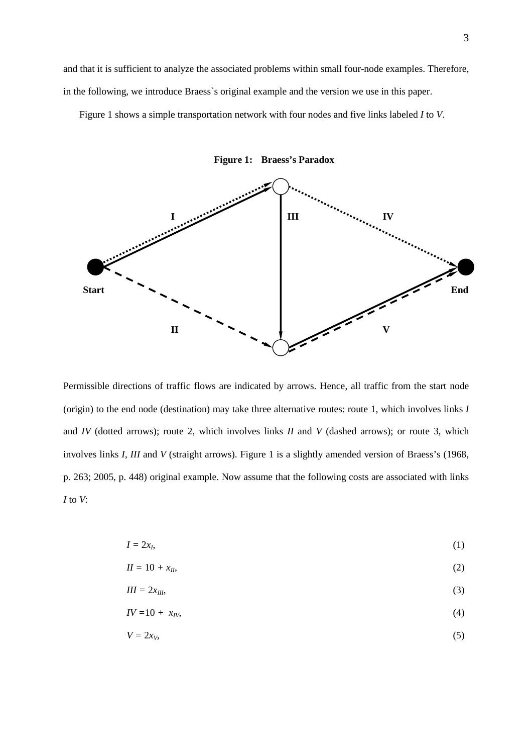and that it is sufficient to analyze the associated problems within small four-node examples. Therefore, in the following, we introduce Braess`s original example and the version we use in this paper.

Figure 1 shows a simple transportation network with four nodes and five links labeled *I* to *V*.

**Figure 1: Braess's Paradox**

Permissible directions of traffic flows are indicated by arrows. Hence, all traffic from the start node (origin) to the end node (destination) may take three alternative routes: route 1, which involves links *I* and *IV* (dotted arrows); route 2, which involves links *II* and *V* (dashed arrows); or route 3, which involves links *I*, *III* and *V* (straight arrows). Figure 1 is a slightly amended version of Braess's (1968, p. 263; 2005, p. 448) original example. Now assume that the following costs are associated with links *I* to *V*:

$$I = 2x_I, \tag{1}$$

$$II = 10 + x_{II}, \tag{2}$$

$$III = 2x_{III}, \tag{3}$$

$$IV = 10 + x_{IV}, \tag{4}$$

$$V = 2x_V, \tag{5}$$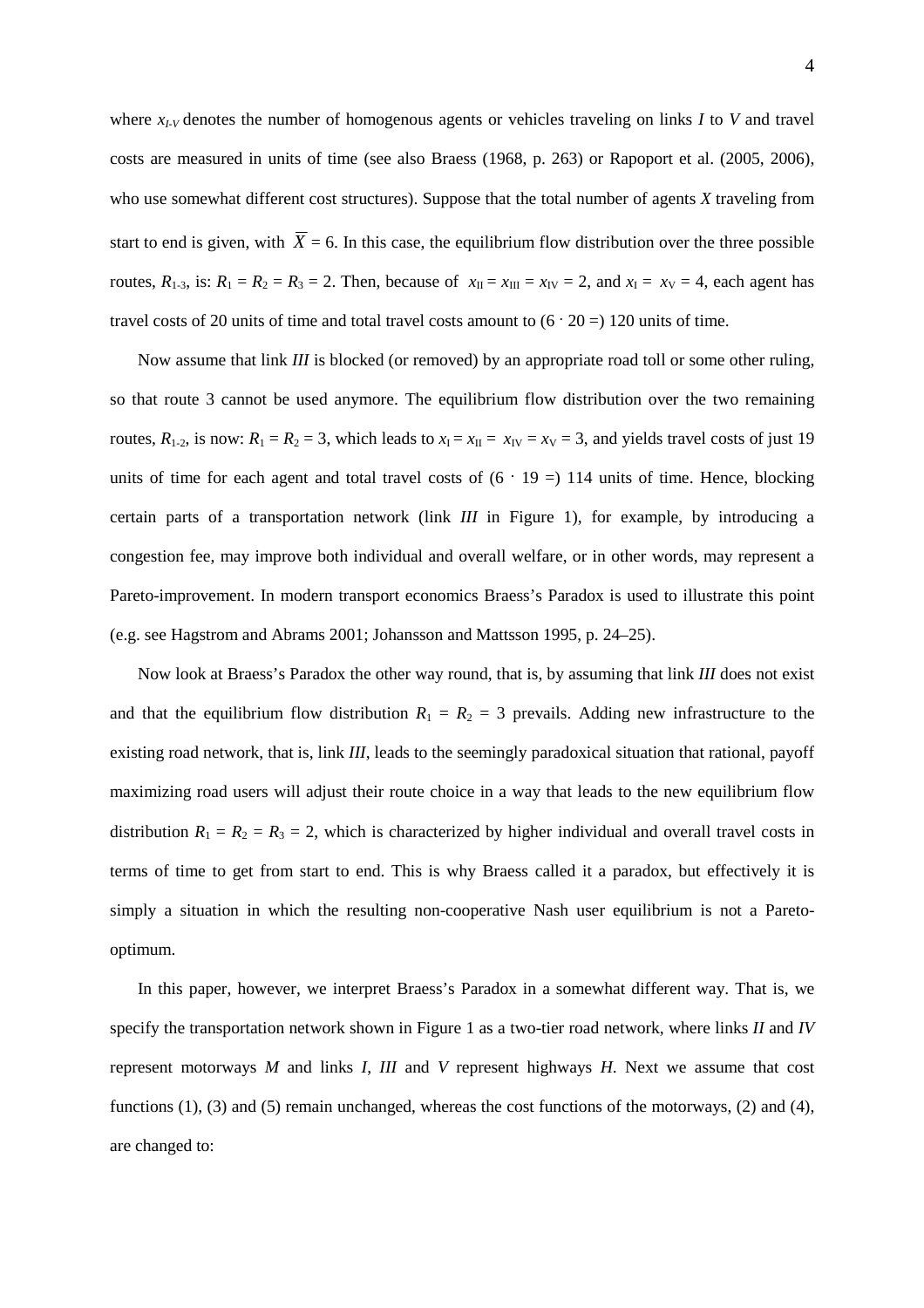where $x_{I\text{-}V}$ denotes the number of homogenous agents or vehicles traveling on links *I* to *V* and travel costs are measured in units of time (see also Braess (1968, p. 263) or Rapoport et al. (2005, 2006), who use somewhat different cost structures). Suppose that the total number of agents *X* traveling from start to end is given, with $\overline{X} = 6$. In this case, the equilibrium flow distribution over the three possible routes, $R_{1\text{-}3}$, is: $R_1 = R_2 = R_3 = 2$. Then, because of $x_{\text{II}} = x_{\text{III}} = x_{\text{IV}} = 2$, and $x_{\text{I}} = x_{\text{V}} = 4$, each agent has travel costs of 20 units of time and total travel costs amount to $(6 \cdot 20 =)$ 120 units of time.

Now assume that link *III* is blocked (or removed) by an appropriate road toll or some other ruling, so that route 3 cannot be used anymore. The equilibrium flow distribution over the two remaining routes, $R_{1\text{-}2}$, is now: $R_1 = R_2 = 3$, which leads to $x_{\text{I}} = x_{\text{II}} = x_{\text{IV}} = x_{\text{V}} = 3$, and yields travel costs of just 19 units of time for each agent and total travel costs of $(6 \cdot 19 =)$ 114 units of time. Hence, blocking certain parts of a transportation network (link *III* in Figure 1), for example, by introducing a congestion fee, may improve both individual and overall welfare, or in other words, may represent a Pareto-improvement. In modern transport economics Braess's Paradox is used to illustrate this point (e.g. see Hagstrom and Abrams 2001; Johansson and Mattsson 1995, p. 24–25).

Now look at Braess's Paradox the other way round, that is, by assuming that link *III* does not exist and that the equilibrium flow distribution $R_1 = R_2 = 3$ prevails. Adding new infrastructure to the existing road network, that is, link *III*, leads to the seemingly paradoxical situation that rational, payoff maximizing road users will adjust their route choice in a way that leads to the new equilibrium flow distribution $R_1 = R_2 = R_3 = 2$, which is characterized by higher individual and overall travel costs in terms of time to get from start to end. This is why Braess called it a paradox, but effectively it is simply a situation in which the resulting non-cooperative Nash user equilibrium is not a Pareto-optimum.

In this paper, however, we interpret Braess's Paradox in a somewhat different way. That is, we specify the transportation network shown in Figure 1 as a two-tier road network, where links *II* and *IV* represent motorways *M* and links *I*, *III* and *V* represent highways *H*. Next we assume that cost functions (1), (3) and (5) remain unchanged, whereas the cost functions of the motorways, (2) and (4), are changed to: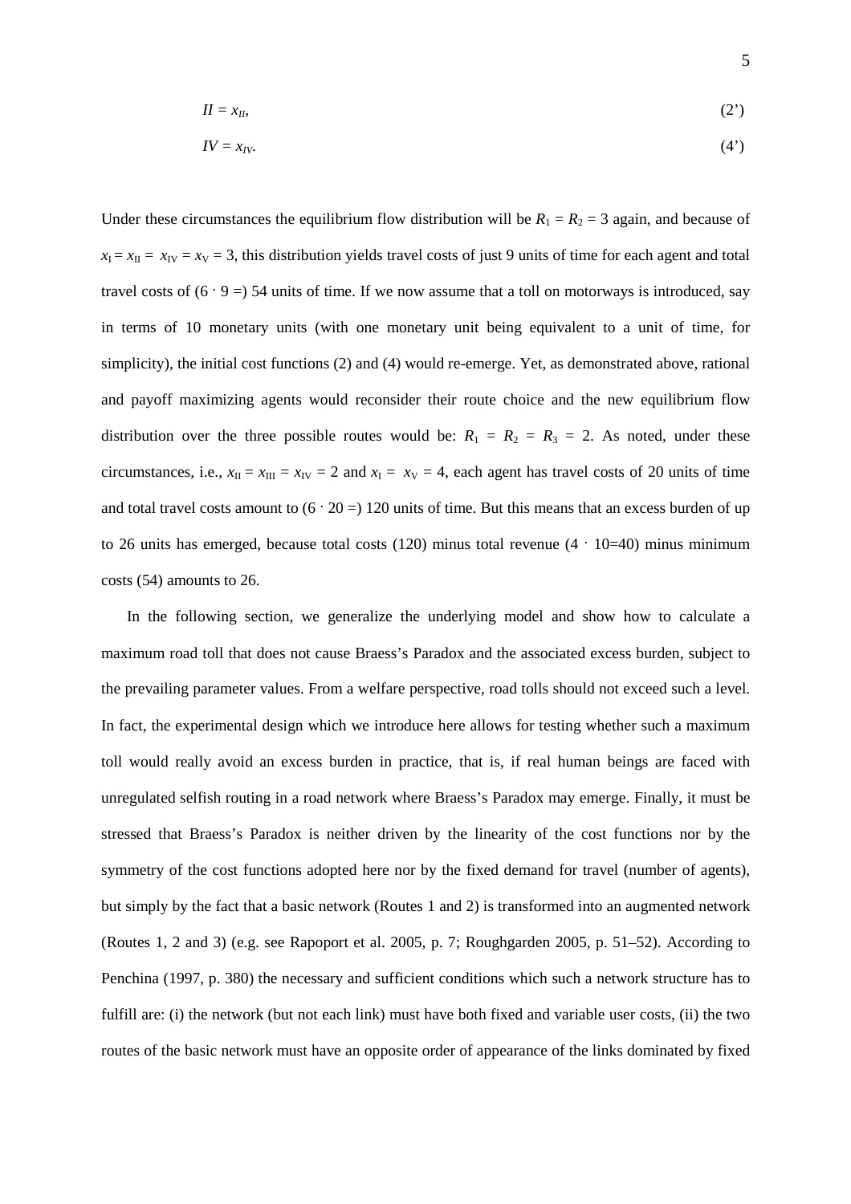$$II = x_{II}, \tag{2'}$$

$$IV = x_{IV}. \tag{4'}$$

Under these circumstances the equilibrium flow distribution will be $R_1 = R_2 = 3$ again, and because of $x_{\text{I}} = x_{\text{II}} = x_{\text{IV}} = x_{\text{V}} = 3$, this distribution yields travel costs of just 9 units of time for each agent and total travel costs of $(6 \cdot 9 =)$ 54 units of time. If we now assume that a toll on motorways is introduced, say in terms of 10 monetary units (with one monetary unit being equivalent to a unit of time, for simplicity), the initial cost functions (2) and (4) would re-emerge. Yet, as demonstrated above, rational and payoff maximizing agents would reconsider their route choice and the new equilibrium flow distribution over the three possible routes would be: $R_1 = R_2 = R_3 = 2$. As noted, under these circumstances, i.e., $x_{\text{II}} = x_{\text{III}} = x_{\text{IV}} = 2$ and $x_{\text{I}} = x_{\text{V}} = 4$, each agent has travel costs of 20 units of time and total travel costs amount to $(6 \cdot 20 =)$ 120 units of time. But this means that an excess burden of up to 26 units has emerged, because total costs (120) minus total revenue $(4 \cdot 10{=}40)$ minus minimum costs (54) amounts to 26.

In the following section, we generalize the underlying model and show how to calculate a maximum road toll that does not cause Braess's Paradox and the associated excess burden, subject to the prevailing parameter values. From a welfare perspective, road tolls should not exceed such a level. In fact, the experimental design which we introduce here allows for testing whether such a maximum toll would really avoid an excess burden in practice, that is, if real human beings are faced with unregulated selfish routing in a road network where Braess's Paradox may emerge. Finally, it must be stressed that Braess's Paradox is neither driven by the linearity of the cost functions nor by the symmetry of the cost functions adopted here nor by the fixed demand for travel (number of agents), but simply by the fact that a basic network (Routes 1 and 2) is transformed into an augmented network (Routes 1, 2 and 3) (e.g. see Rapoport et al. 2005, p. 7; Roughgarden 2005, p. 51–52). According to Penchina (1997, p. 380) the necessary and sufficient conditions which such a network structure has to fulfill are: (i) the network (but not each link) must have both fixed and variable user costs, (ii) the two routes of the basic network must have an opposite order of appearance of the links dominated by fixed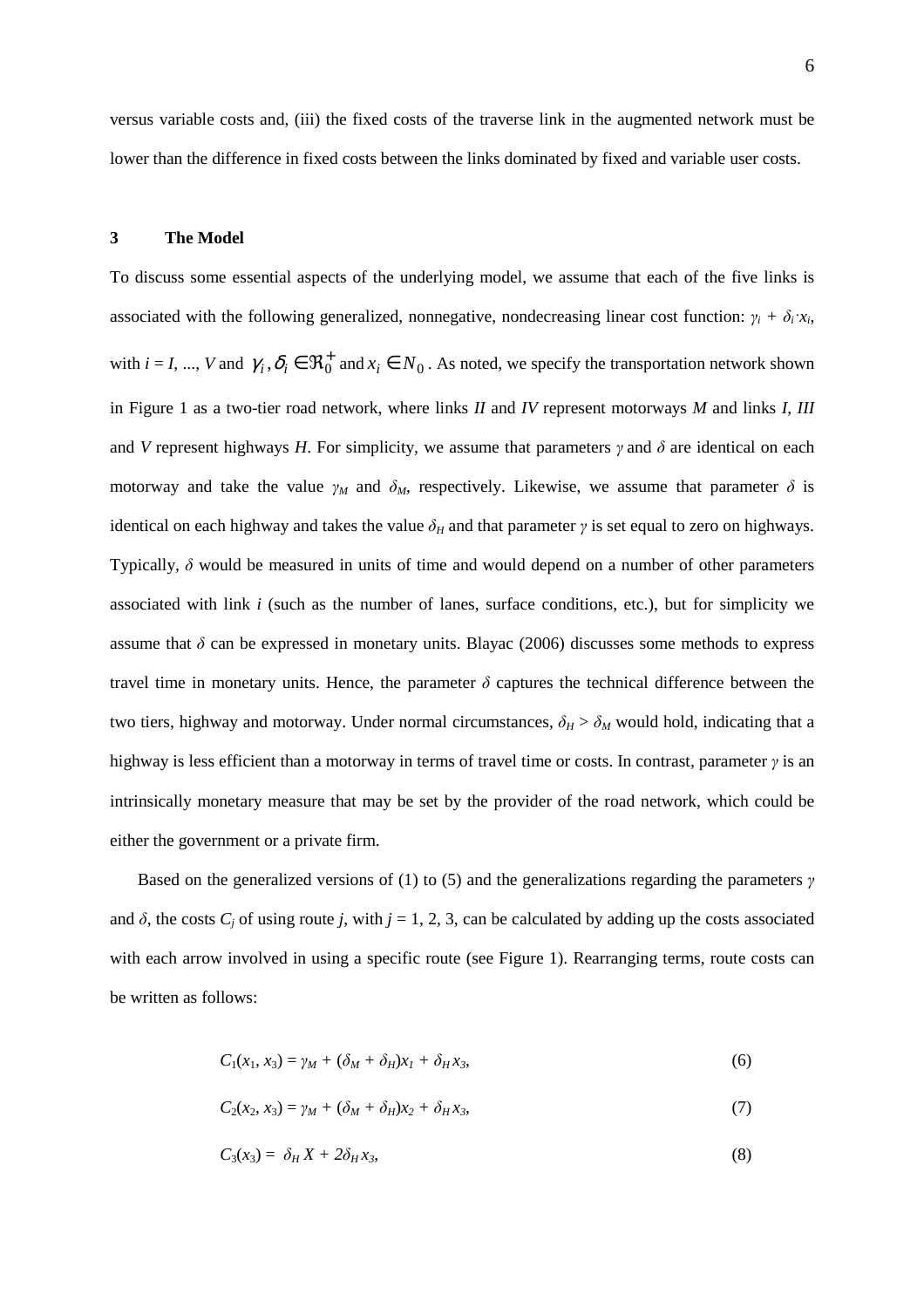versus variable costs and, (iii) the fixed costs of the traverse link in the augmented network must be lower than the difference in fixed costs between the links dominated by fixed and variable user costs.

## 3 The Model

To discuss some essential aspects of the underlying model, we assume that each of the five links is associated with the following generalized, nonnegative, nondecreasing linear cost function: $\gamma_i + \delta_i \cdot x_i$, with $i = I, ..., V$ and $\gamma_i, \delta_i \in \Re_0^+$ and $x_i \in N_0$. As noted, we specify the transportation network shown in Figure 1 as a two-tier road network, where links *II* and *IV* represent motorways *M* and links *I*, *III* and *V* represent highways *H*. For simplicity, we assume that parameters $\gamma$ and $\delta$ are identical on each motorway and take the value $\gamma_M$ and $\delta_M$, respectively. Likewise, we assume that parameter $\delta$ is identical on each highway and takes the value $\delta_H$ and that parameter $\gamma$ is set equal to zero on highways. Typically, $\delta$ would be measured in units of time and would depend on a number of other parameters associated with link *i* (such as the number of lanes, surface conditions, etc.), but for simplicity we assume that $\delta$ can be expressed in monetary units. Blayac (2006) discusses some methods to express travel time in monetary units. Hence, the parameter $\delta$ captures the technical difference between the two tiers, highway and motorway. Under normal circumstances, $\delta_H > \delta_M$ would hold, indicating that a highway is less efficient than a motorway in terms of travel time or costs. In contrast, parameter $\gamma$ is an intrinsically monetary measure that may be set by the provider of the road network, which could be either the government or a private firm.

Based on the generalized versions of (1) to (5) and the generalizations regarding the parameters $\gamma$ and $\delta$, the costs $C_j$ of using route *j*, with $j = 1, 2, 3$, can be calculated by adding up the costs associated with each arrow involved in using a specific route (see Figure 1). Rearranging terms, route costs can be written as follows:

$$C_1(x_1, x_3) = \gamma_M + (\delta_M + \delta_H)x_1 + \delta_H x_3, \tag{6}$$

$$C_2(x_2, x_3) = \gamma_M + (\delta_M + \delta_H)x_2 + \delta_H x_3, \tag{7}$$

$$C_3(x_3) = \delta_H X + 2\delta_H x_3, \tag{8}$$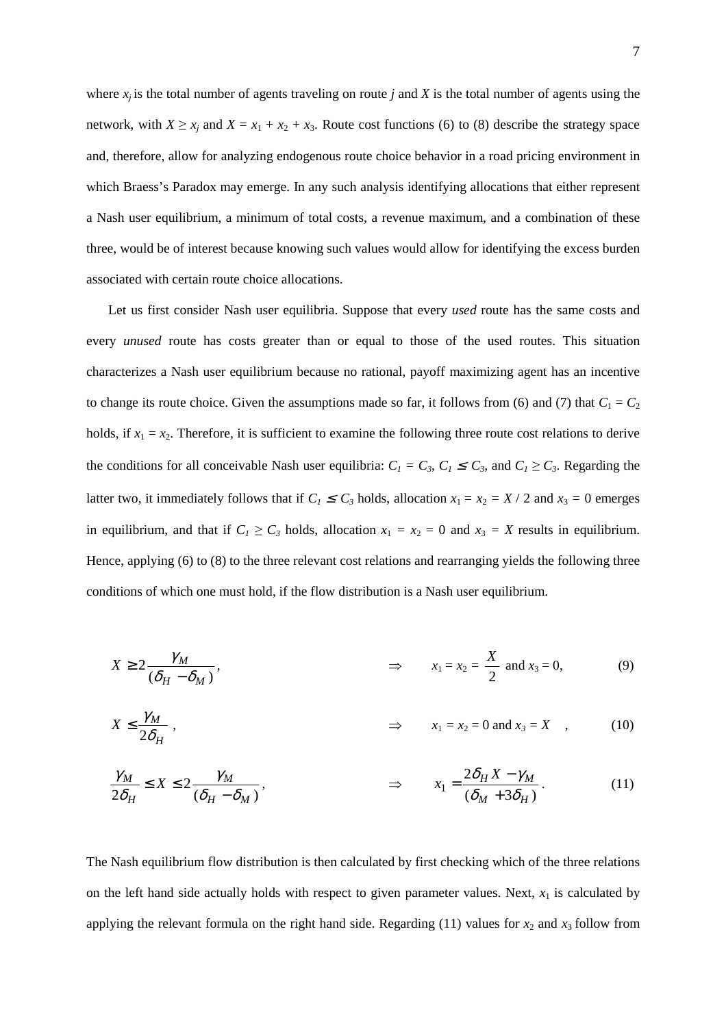where $x_j$ is the total number of agents traveling on route $j$ and $X$ is the total number of agents using the network, with $X \geq x_j$ and $X = x_1 + x_2 + x_3$. Route cost functions (6) to (8) describe the strategy space and, therefore, allow for analyzing endogenous route choice behavior in a road pricing environment in which Braess's Paradox may emerge. In any such analysis identifying allocations that either represent a Nash user equilibrium, a minimum of total costs, a revenue maximum, and a combination of these three, would be of interest because knowing such values would allow for identifying the excess burden associated with certain route choice allocations.

Let us first consider Nash user equilibria. Suppose that every *used* route has the same costs and every *unused* route has costs greater than or equal to those of the used routes. This situation characterizes a Nash user equilibrium because no rational, payoff maximizing agent has an incentive to change its route choice. Given the assumptions made so far, it follows from (6) and (7) that $C_1 = C_2$ holds, if $x_1 = x_2$. Therefore, it is sufficient to examine the following three route cost relations to derive the conditions for all conceivable Nash user equilibria: $C_1 = C_3$, $C_1 \leq C_3$, and $C_1 \geq C_3$. Regarding the latter two, it immediately follows that if $C_1 \leq C_3$ holds, allocation $x_1 = x_2 = X / 2$ and $x_3 = 0$ emerges in equilibrium, and that if $C_1 \geq C_3$ holds, allocation $x_1 = x_2 = 0$ and $x_3 = X$ results in equilibrium. Hence, applying (6) to (8) to the three relevant cost relations and rearranging yields the following three conditions of which one must hold, if the flow distribution is a Nash user equilibrium.

$$X \geq 2\frac{\gamma_M}{(\delta_H - \delta_M)}, \qquad \Rightarrow \qquad x_1 = x_2 = \frac{X}{2} \text{ and } x_3 = 0, \tag{9}$$

$$X \leq \frac{\gamma_M}{2\delta_H}, \qquad \Rightarrow \qquad x_1 = x_2 = 0 \text{ and } x_3 = X, \tag{10}$$

$$\frac{\gamma_M}{2\delta_H} \leq X \leq 2\frac{\gamma_M}{(\delta_H - \delta_M)}, \qquad \Rightarrow \qquad x_1 = \frac{2\delta_H X - \gamma_M}{(\delta_M + 3\delta_H)}. \tag{11}$$

The Nash equilibrium flow distribution is then calculated by first checking which of the three relations on the left hand side actually holds with respect to given parameter values. Next, $x_1$ is calculated by applying the relevant formula on the right hand side. Regarding (11) values for $x_2$ and $x_3$ follow from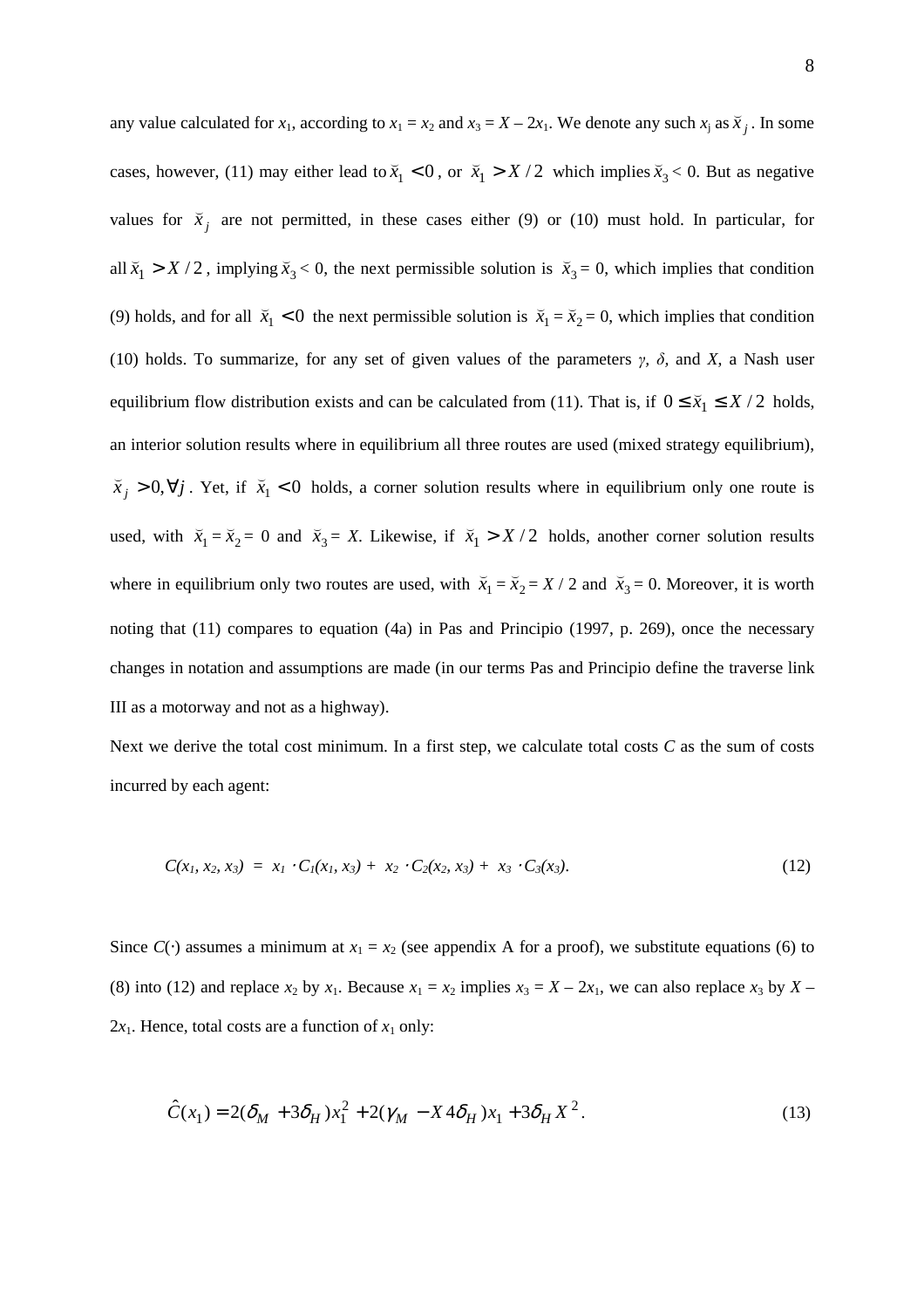any value calculated for $x_1$, according to $x_1 = x_2$ and $x_3 = X - 2x_1$. We denote any such $x_j$ as $\breve{x}_j$. In some cases, however, (11) may either lead to $\breve{x}_1 < 0$, or $\breve{x}_1 > X/2$ which implies $\breve{x}_3 < 0$. But as negative values for $\breve{x}_j$ are not permitted, in these cases either (9) or (10) must hold. In particular, for all $\breve{x}_1 > X/2$, implying $\breve{x}_3 < 0$, the next permissible solution is $\breve{x}_3 = 0$, which implies that condition (9) holds, and for all $\breve{x}_1 < 0$ the next permissible solution is $\breve{x}_1 = \breve{x}_2 = 0$, which implies that condition (10) holds. To summarize, for any set of given values of the parameters $\gamma$, $\delta$, and $X$, a Nash user equilibrium flow distribution exists and can be calculated from (11). That is, if $0 \leq \breve{x}_1 \leq X/2$ holds, an interior solution results where in equilibrium all three routes are used (mixed strategy equilibrium), $\breve{x}_j > 0, \forall j$. Yet, if $\breve{x}_1 < 0$ holds, a corner solution results where in equilibrium only one route is used, with $\breve{x}_1 = \breve{x}_2 = 0$ and $\breve{x}_3 = X$. Likewise, if $\breve{x}_1 > X/2$ holds, another corner solution results where in equilibrium only two routes are used, with $\breve{x}_1 = \breve{x}_2 = X/2$ and $\breve{x}_3 = 0$. Moreover, it is worth noting that (11) compares to equation (4a) in Pas and Principio (1997, p. 269), once the necessary changes in notation and assumptions are made (in our terms Pas and Principio define the traverse link III as a motorway and not as a highway).

Next we derive the total cost minimum. In a first step, we calculate total costs $C$ as the sum of costs incurred by each agent:

$$C(x_1, x_2, x_3) = x_1 \cdot C_1(x_1, x_3) + x_2 \cdot C_2(x_2, x_3) + x_3 \cdot C_3(x_3). \tag{12}$$

Since $C(\cdot)$ assumes a minimum at $x_1 = x_2$ (see appendix A for a proof), we substitute equations (6) to (8) into (12) and replace $x_2$ by $x_1$. Because $x_1 = x_2$ implies $x_3 = X - 2x_1$, we can also replace $x_3$ by $X - 2x_1$. Hence, total costs are a function of $x_1$ only:

$$\hat{C}(x_1) = 2(\delta_M + 3\delta_H)x_1^2 + 2(\gamma_M - X\,4\delta_H)x_1 + 3\delta_H X^2. \tag{13}$$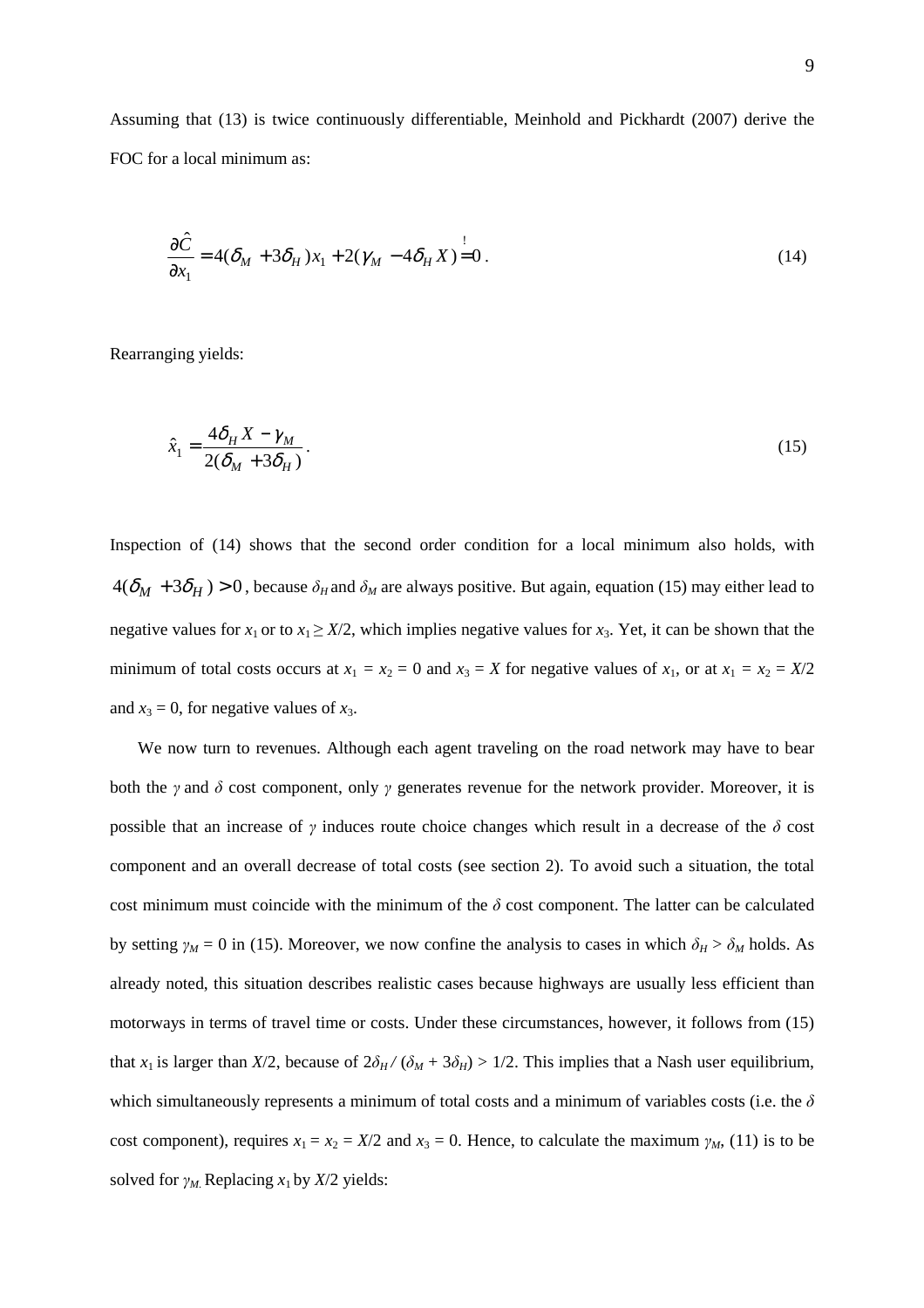Assuming that (13) is twice continuously differentiable, Meinhold and Pickhardt (2007) derive the FOC for a local minimum as:

$$\frac{\partial \hat{C}}{\partial x_1} = 4(\delta_M + 3\delta_H)x_1 + 2(\gamma_M - 4\delta_H X) \stackrel{!}{=} 0 . \tag{14}$$

Rearranging yields:

$$\hat{x}_1 = \frac{4\delta_H X - \gamma_M}{2(\delta_M + 3\delta_H)} . \tag{15}$$

Inspection of (14) shows that the second order condition for a local minimum also holds, with $4(\delta_M + 3\delta_H) > 0$, because $\delta_H$ and $\delta_M$ are always positive. But again, equation (15) may either lead to negative values for $x_1$ or to $x_1 \geq X/2$, which implies negative values for $x_3$. Yet, it can be shown that the minimum of total costs occurs at $x_1 = x_2 = 0$ and $x_3 = X$ for negative values of $x_1$, or at $x_1 = x_2 = X/2$ and $x_3 = 0$, for negative values of $x_3$.

We now turn to revenues. Although each agent traveling on the road network may have to bear both the $\gamma$ and $\delta$ cost component, only $\gamma$ generates revenue for the network provider. Moreover, it is possible that an increase of $\gamma$ induces route choice changes which result in a decrease of the $\delta$ cost component and an overall decrease of total costs (see section 2). To avoid such a situation, the total cost minimum must coincide with the minimum of the $\delta$ cost component. The latter can be calculated by setting $\gamma_M = 0$ in (15). Moreover, we now confine the analysis to cases in which $\delta_H > \delta_M$ holds. As already noted, this situation describes realistic cases because highways are usually less efficient than motorways in terms of travel time or costs. Under these circumstances, however, it follows from (15) that $x_1$ is larger than $X/2$, because of $2\delta_H / (\delta_M + 3\delta_H) > 1/2$. This implies that a Nash user equilibrium, which simultaneously represents a minimum of total costs and a minimum of variables costs (i.e. the $\delta$ cost component), requires $x_1 = x_2 = X/2$ and $x_3 = 0$. Hence, to calculate the maximum $\gamma_M$, (11) is to be solved for $\gamma_M$. Replacing $x_1$ by $X/2$ yields: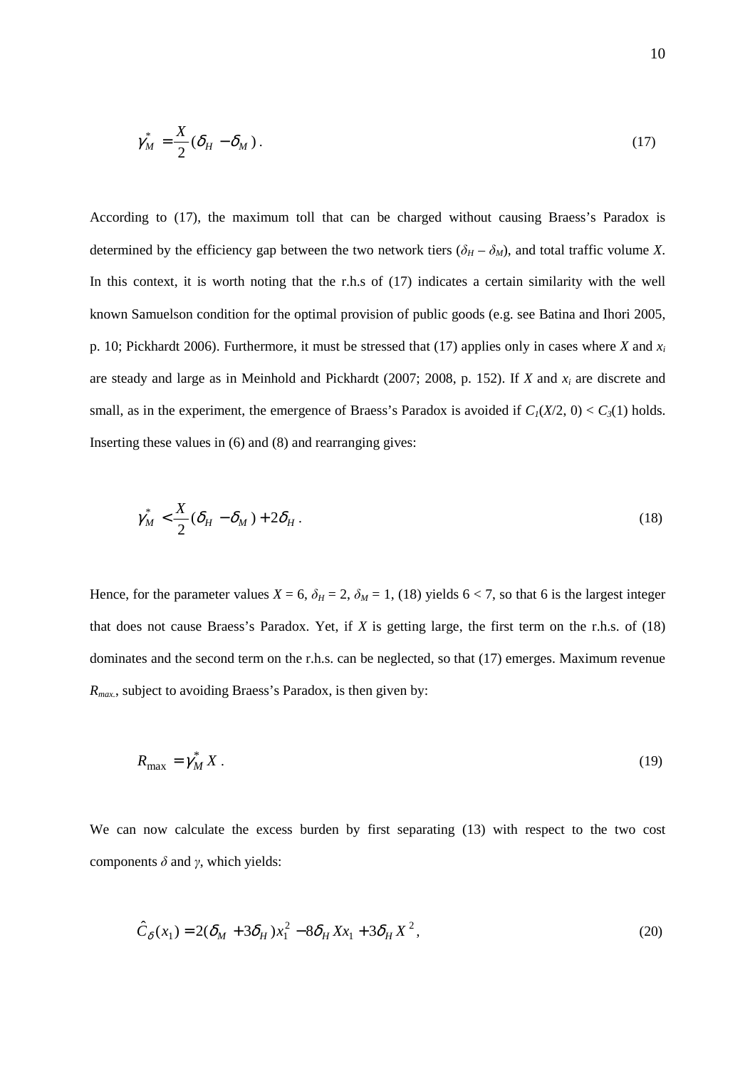$$\gamma_M^* = \frac{X}{2}(\delta_H - \delta_M) \,. \tag{17}$$

According to (17), the maximum toll that can be charged without causing Braess's Paradox is determined by the efficiency gap between the two network tiers ($\delta_H - \delta_M$), and total traffic volume $X$. In this context, it is worth noting that the r.h.s of (17) indicates a certain similarity with the well known Samuelson condition for the optimal provision of public goods (e.g. see Batina and Ihori 2005, p. 10; Pickhardt 2006). Furthermore, it must be stressed that (17) applies only in cases where $X$ and $x_i$ are steady and large as in Meinhold and Pickhardt (2007; 2008, p. 152). If $X$ and $x_i$ are discrete and small, as in the experiment, the emergence of Braess's Paradox is avoided if $C_1(X/2, 0) < C_3(1)$ holds. Inserting these values in (6) and (8) and rearranging gives:

$$\gamma_M^* < \frac{X}{2}(\delta_H - \delta_M) + 2\delta_H \,. \tag{18}$$

Hence, for the parameter values $X = 6$, $\delta_H = 2$, $\delta_M = 1$, (18) yields $6 < 7$, so that 6 is the largest integer that does not cause Braess's Paradox. Yet, if $X$ is getting large, the first term on the r.h.s. of (18) dominates and the second term on the r.h.s. can be neglected, so that (17) emerges. Maximum revenue $R_{max.}$, subject to avoiding Braess's Paradox, is then given by:

$$R_{\max} = \gamma_M^* X \,. \tag{19}$$

We can now calculate the excess burden by first separating (13) with respect to the two cost components $\delta$ and $\gamma$, which yields:

$$\hat{C}_\delta(x_1) = 2(\delta_M + 3\delta_H)x_1^2 - 8\delta_H X x_1 + 3\delta_H X^2, \tag{20}$$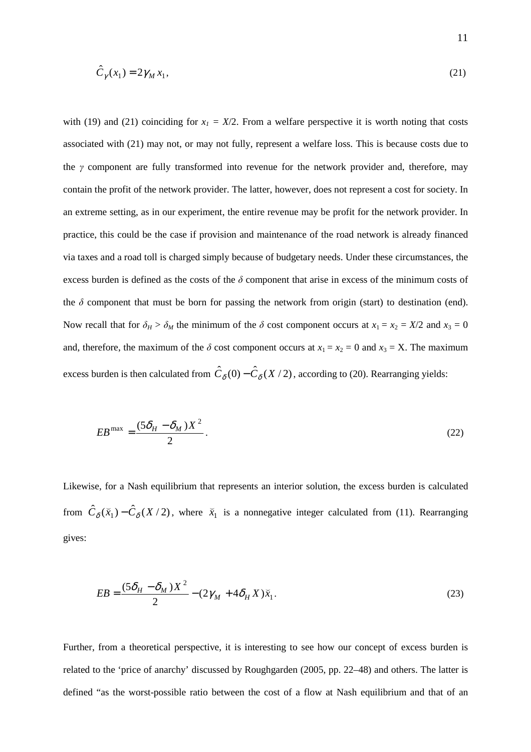$$\hat{C}_{\gamma}(x_1) = 2\gamma_M x_1, \tag{21}$$

with (19) and (21) coinciding for $x_1 = X/2$. From a welfare perspective it is worth noting that costs associated with (21) may not, or may not fully, represent a welfare loss. This is because costs due to the $\gamma$ component are fully transformed into revenue for the network provider and, therefore, may contain the profit of the network provider. The latter, however, does not represent a cost for society. In an extreme setting, as in our experiment, the entire revenue may be profit for the network provider. In practice, this could be the case if provision and maintenance of the road network is already financed via taxes and a road toll is charged simply because of budgetary needs. Under these circumstances, the excess burden is defined as the costs of the $\delta$ component that arise in excess of the minimum costs of the $\delta$ component that must be born for passing the network from origin (start) to destination (end). Now recall that for $\delta_H > \delta_M$ the minimum of the $\delta$ cost component occurs at $x_1 = x_2 = X/2$ and $x_3 = 0$ and, therefore, the maximum of the $\delta$ cost component occurs at $x_1 = x_2 = 0$ and $x_3 = X$. The maximum excess burden is then calculated from $\hat{C}_{\delta}(0) - \hat{C}_{\delta}(X/2)$, according to (20). Rearranging yields:

$$EB^{\max} = \frac{(5\delta_H - \delta_M)X^2}{2}. \tag{22}$$

Likewise, for a Nash equilibrium that represents an interior solution, the excess burden is calculated from $\hat{C}_{\delta}(\breve{x}_1) - \hat{C}_{\delta}(X/2)$, where $\breve{x}_1$ is a nonnegative integer calculated from (11). Rearranging gives:

$$EB = \frac{(5\delta_H - \delta_M)X^2}{2} - (2\gamma_M + 4\delta_H X)\breve{x}_1. \tag{23}$$

Further, from a theoretical perspective, it is interesting to see how our concept of excess burden is related to the 'price of anarchy' discussed by Roughgarden (2005, pp. 22–48) and others. The latter is defined "as the worst-possible ratio between the cost of a flow at Nash equilibrium and that of an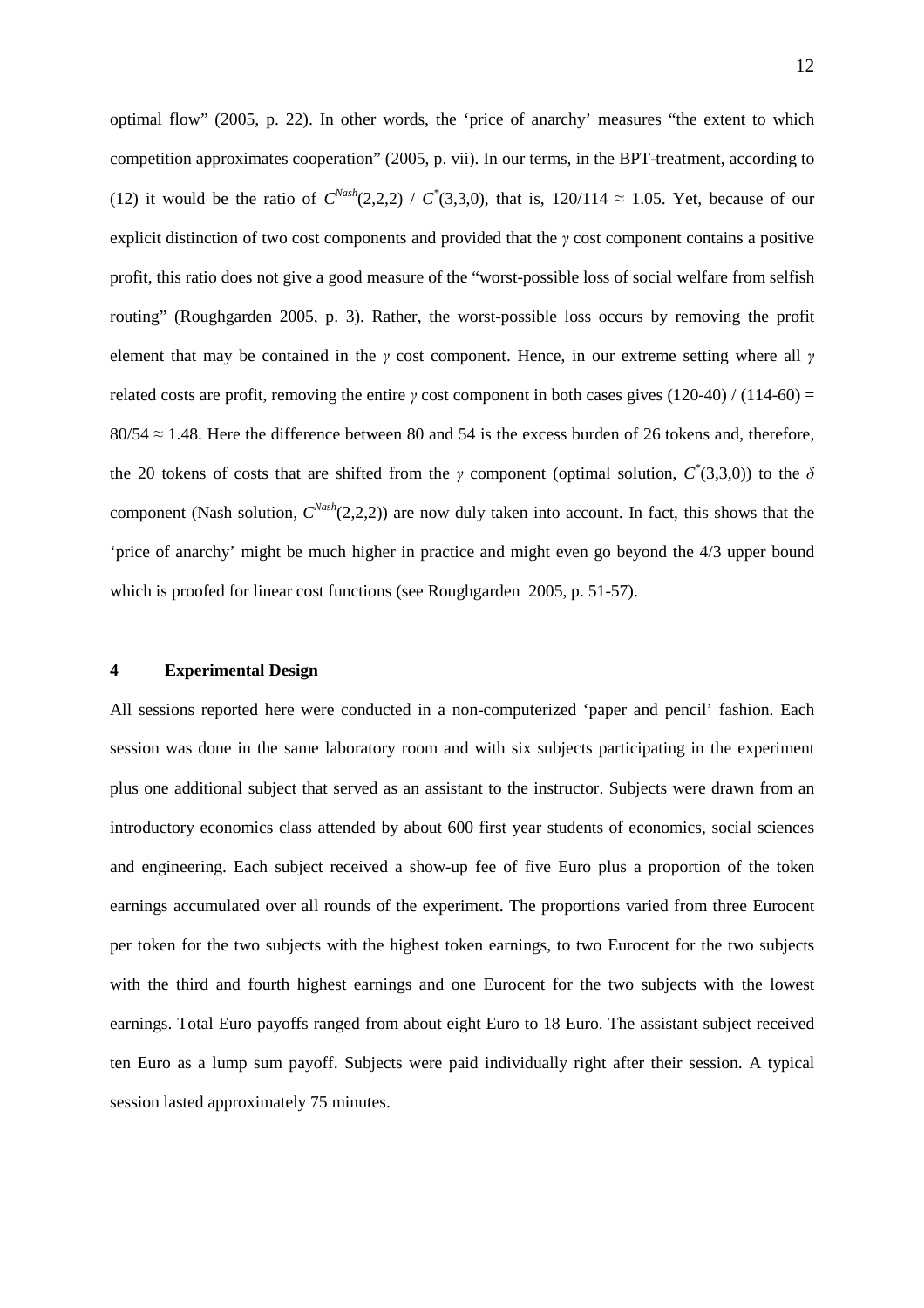optimal flow" (2005, p. 22). In other words, the 'price of anarchy' measures "the extent to which competition approximates cooperation" (2005, p. vii). In our terms, in the BPT-treatment, according to (12) it would be the ratio of $C^{Nash}(2,2,2)$ / $C^{*}(3,3,0)$, that is, $120/114 \approx 1.05$. Yet, because of our explicit distinction of two cost components and provided that the $\gamma$ cost component contains a positive profit, this ratio does not give a good measure of the "worst-possible loss of social welfare from selfish routing" (Roughgarden 2005, p. 3). Rather, the worst-possible loss occurs by removing the profit element that may be contained in the $\gamma$ cost component. Hence, in our extreme setting where all $\gamma$ related costs are profit, removing the entire $\gamma$ cost component in both cases gives $(120\text{-}40) / (114\text{-}60) = 80/54 \approx 1.48$. Here the difference between 80 and 54 is the excess burden of 26 tokens and, therefore, the 20 tokens of costs that are shifted from the $\gamma$ component (optimal solution, $C^{*}(3,3,0)$) to the $\delta$ component (Nash solution, $C^{Nash}(2,2,2)$) are now duly taken into account. In fact, this shows that the 'price of anarchy' might be much higher in practice and might even go beyond the 4/3 upper bound which is proofed for linear cost functions (see Roughgarden 2005, p. 51-57).

## 4 Experimental Design

All sessions reported here were conducted in a non-computerized 'paper and pencil' fashion. Each session was done in the same laboratory room and with six subjects participating in the experiment plus one additional subject that served as an assistant to the instructor. Subjects were drawn from an introductory economics class attended by about 600 first year students of economics, social sciences and engineering. Each subject received a show-up fee of five Euro plus a proportion of the token earnings accumulated over all rounds of the experiment. The proportions varied from three Eurocent per token for the two subjects with the highest token earnings, to two Eurocent for the two subjects with the third and fourth highest earnings and one Eurocent for the two subjects with the lowest earnings. Total Euro payoffs ranged from about eight Euro to 18 Euro. The assistant subject received ten Euro as a lump sum payoff. Subjects were paid individually right after their session. A typical session lasted approximately 75 minutes.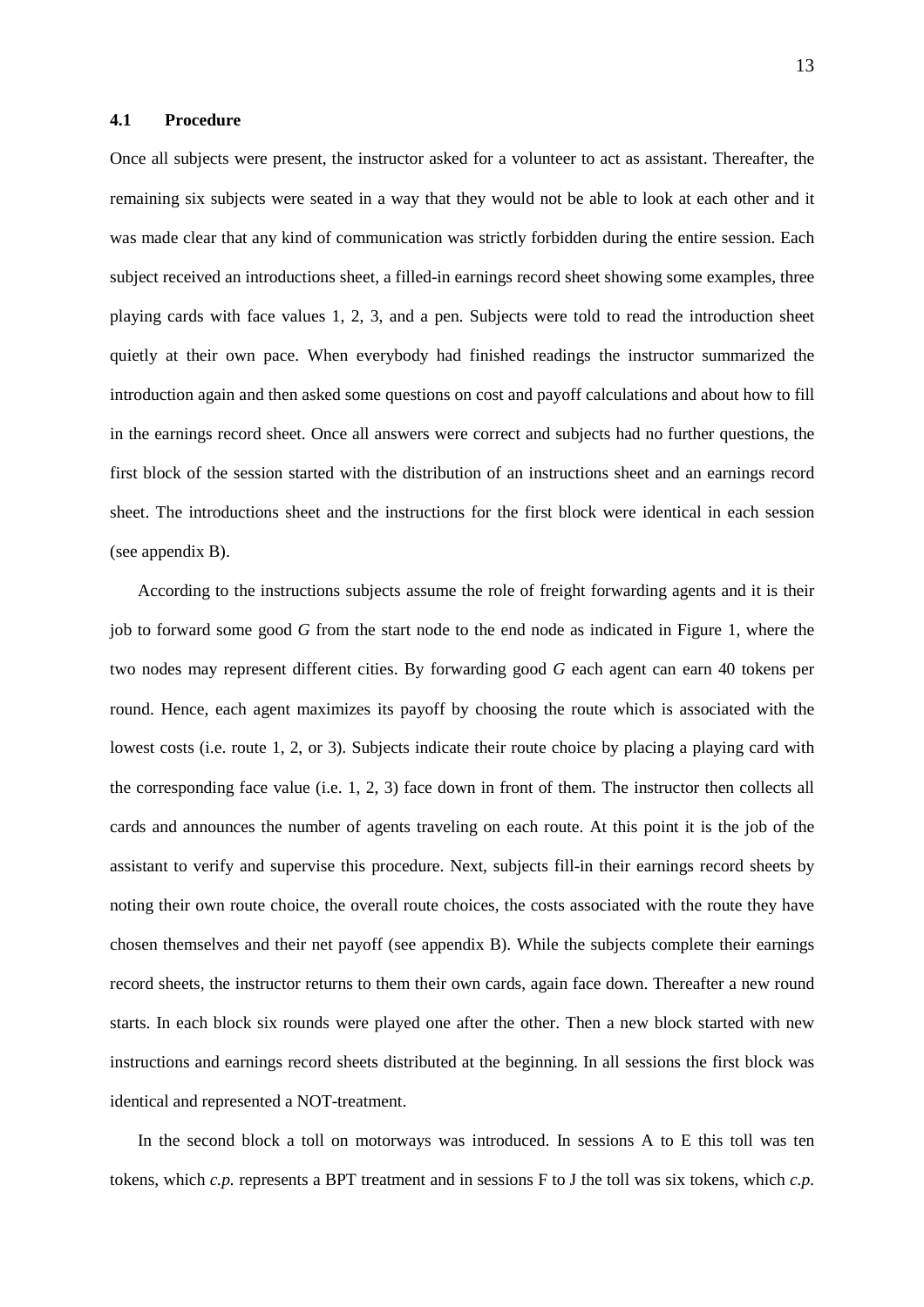### 4.1 Procedure

Once all subjects were present, the instructor asked for a volunteer to act as assistant. Thereafter, the remaining six subjects were seated in a way that they would not be able to look at each other and it was made clear that any kind of communication was strictly forbidden during the entire session. Each subject received an introductions sheet, a filled-in earnings record sheet showing some examples, three playing cards with face values 1, 2, 3, and a pen. Subjects were told to read the introduction sheet quietly at their own pace. When everybody had finished readings the instructor summarized the introduction again and then asked some questions on cost and payoff calculations and about how to fill in the earnings record sheet. Once all answers were correct and subjects had no further questions, the first block of the session started with the distribution of an instructions sheet and an earnings record sheet. The introductions sheet and the instructions for the first block were identical in each session (see appendix B).

According to the instructions subjects assume the role of freight forwarding agents and it is their job to forward some good *G* from the start node to the end node as indicated in Figure 1, where the two nodes may represent different cities. By forwarding good *G* each agent can earn 40 tokens per round. Hence, each agent maximizes its payoff by choosing the route which is associated with the lowest costs (i.e. route 1, 2, or 3). Subjects indicate their route choice by placing a playing card with the corresponding face value (i.e. 1, 2, 3) face down in front of them. The instructor then collects all cards and announces the number of agents traveling on each route. At this point it is the job of the assistant to verify and supervise this procedure. Next, subjects fill-in their earnings record sheets by noting their own route choice, the overall route choices, the costs associated with the route they have chosen themselves and their net payoff (see appendix B). While the subjects complete their earnings record sheets, the instructor returns to them their own cards, again face down. Thereafter a new round starts. In each block six rounds were played one after the other. Then a new block started with new instructions and earnings record sheets distributed at the beginning. In all sessions the first block was identical and represented a NOT-treatment.

In the second block a toll on motorways was introduced. In sessions A to E this toll was ten tokens, which *c.p.* represents a BPT treatment and in sessions F to J the toll was six tokens, which *c.p.*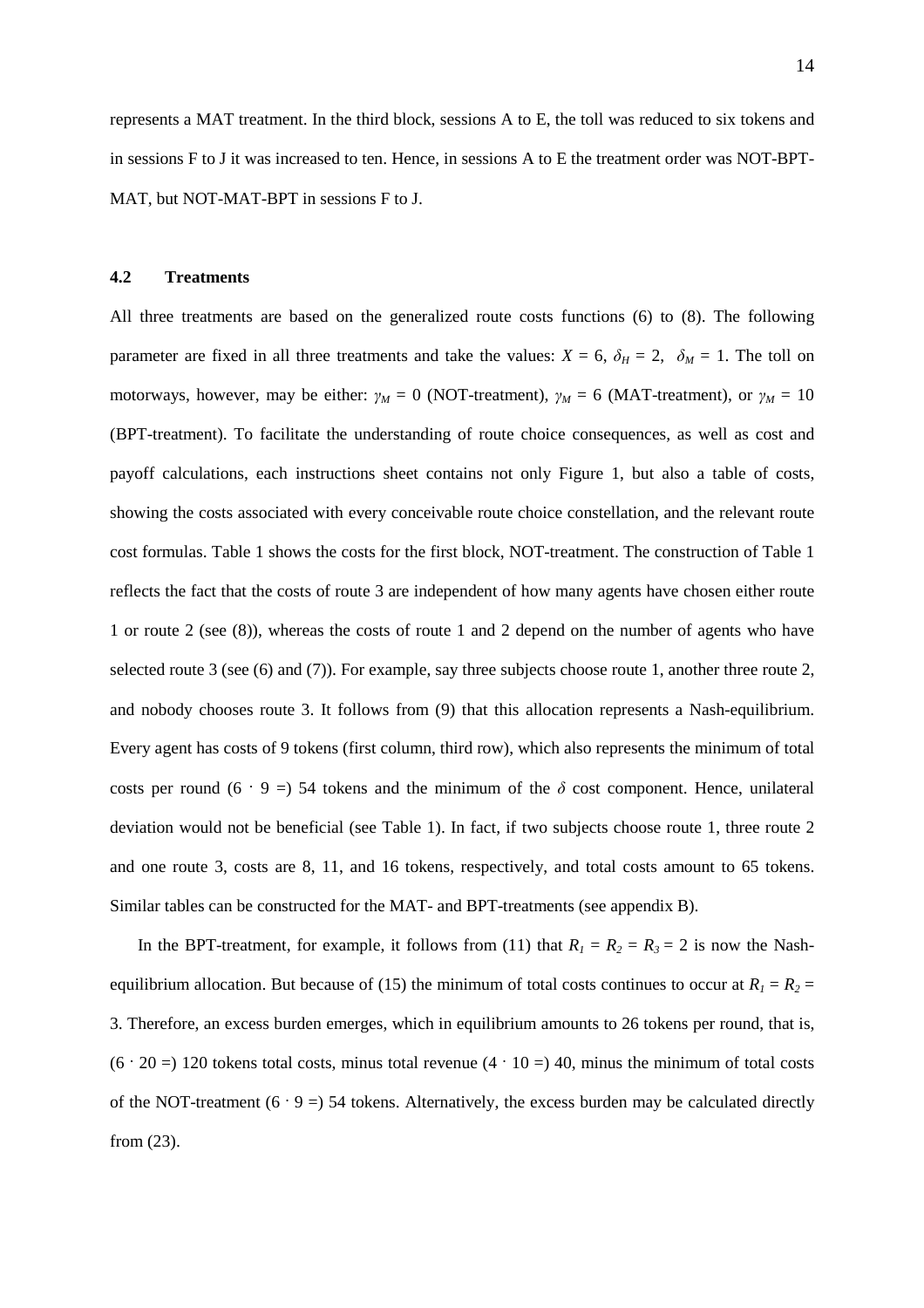represents a MAT treatment. In the third block, sessions A to E, the toll was reduced to six tokens and in sessions F to J it was increased to ten. Hence, in sessions A to E the treatment order was NOT-BPT-MAT, but NOT-MAT-BPT in sessions F to J.

### 4.2 Treatments

All three treatments are based on the generalized route costs functions (6) to (8). The following parameter are fixed in all three treatments and take the values: $X = 6$, $\delta_H = 2$, $\delta_M = 1$. The toll on motorways, however, may be either: $\gamma_M = 0$ (NOT-treatment), $\gamma_M = 6$ (MAT-treatment), or $\gamma_M = 10$ (BPT-treatment). To facilitate the understanding of route choice consequences, as well as cost and payoff calculations, each instructions sheet contains not only Figure 1, but also a table of costs, showing the costs associated with every conceivable route choice constellation, and the relevant route cost formulas. Table 1 shows the costs for the first block, NOT-treatment. The construction of Table 1 reflects the fact that the costs of route 3 are independent of how many agents have chosen either route 1 or route 2 (see (8)), whereas the costs of route 1 and 2 depend on the number of agents who have selected route 3 (see (6) and (7)). For example, say three subjects choose route 1, another three route 2, and nobody chooses route 3. It follows from (9) that this allocation represents a Nash-equilibrium. Every agent has costs of 9 tokens (first column, third row), which also represents the minimum of total costs per round ($6 \cdot 9 =$) 54 tokens and the minimum of the $\delta$ cost component. Hence, unilateral deviation would not be beneficial (see Table 1). In fact, if two subjects choose route 1, three route 2 and one route 3, costs are 8, 11, and 16 tokens, respectively, and total costs amount to 65 tokens. Similar tables can be constructed for the MAT- and BPT-treatments (see appendix B).

In the BPT-treatment, for example, it follows from (11) that $R_1 = R_2 = R_3 = 2$ is now the Nash-equilibrium allocation. But because of (15) the minimum of total costs continues to occur at $R_1 = R_2 = 3$. Therefore, an excess burden emerges, which in equilibrium amounts to 26 tokens per round, that is, ($6 \cdot 20 =$) 120 tokens total costs, minus total revenue ($4 \cdot 10 =$) 40, minus the minimum of total costs of the NOT-treatment ($6 \cdot 9 =$) 54 tokens. Alternatively, the excess burden may be calculated directly from (23).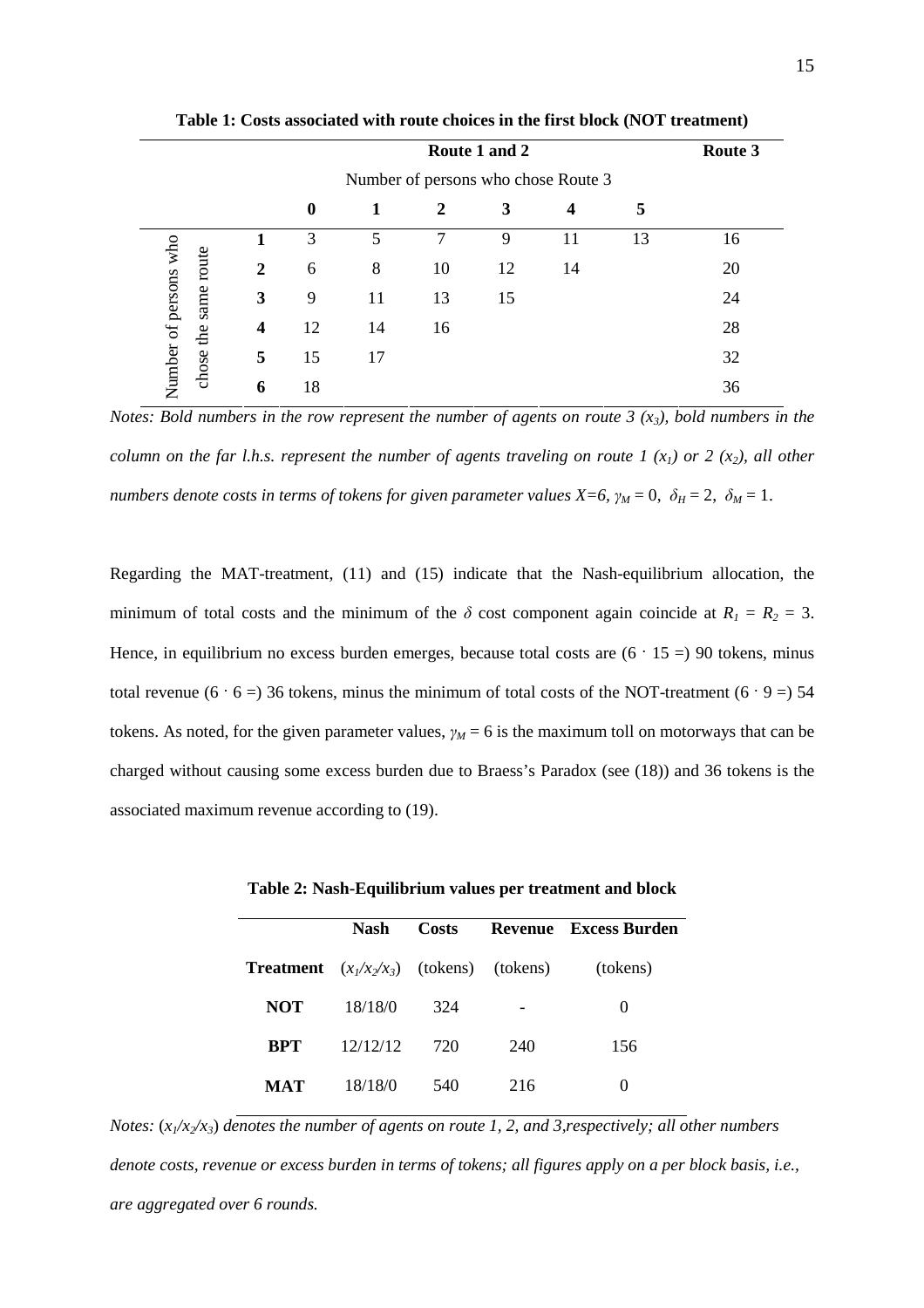**Table 1: Costs associated with route choices in the first block (NOT treatment)**

| | | Route 1 and 2 | | | | | | Route 3 |
|---|---|---|---|---|---|---|---|---|
| | | Number of persons who chose Route 3 | | | | | | |
| | | **0** | **1** | **2** | **3** | **4** | **5** | |
| Number of persons who chose the same route | **1** | 3 | 5 | 7 | 9 | 11 | 13 | 16 |
| | **2** | 6 | 8 | 10 | 12 | 14 | | 20 |
| | **3** | 9 | 11 | 13 | 15 | | | 24 |
| | **4** | 12 | 14 | 16 | | | | 28 |
| | **5** | 15 | 17 | | | | | 32 |
| | **6** | 18 | | | | | | 36 |

*Notes: Bold numbers in the row represent the number of agents on route 3 ($x_3$), bold numbers in the column on the far l.h.s. represent the number of agents traveling on route 1 ($x_1$) or 2 ($x_2$), all other numbers denote costs in terms of tokens for given parameter values $X=6$, $\gamma_M = 0$, $\delta_H = 2$, $\delta_M = 1$.*

Regarding the MAT-treatment, (11) and (15) indicate that the Nash-equilibrium allocation, the minimum of total costs and the minimum of the $\delta$ cost component again coincide at $R_1 = R_2 = 3$. Hence, in equilibrium no excess burden emerges, because total costs are $(6 \cdot 15 =)$ 90 tokens, minus total revenue $(6 \cdot 6 =)$ 36 tokens, minus the minimum of total costs of the NOT-treatment $(6 \cdot 9 =)$ 54 tokens. As noted, for the given parameter values, $\gamma_M = 6$ is the maximum toll on motorways that can be charged without causing some excess burden due to Braess's Paradox (see (18)) and 36 tokens is the associated maximum revenue according to (19).

**Table 2: Nash-Equilibrium values per treatment and block**

| | Nash | Costs | Revenue | Excess Burden |
|---|---|---|---|---|
| **Treatment** | $(x_1/x_2/x_3)$ | (tokens) | (tokens) | (tokens) |
| **NOT** | 18/18/0 | 324 | - | 0 |
| **BPT** | 12/12/12 | 720 | 240 | 156 |
| **MAT** | 18/18/0 | 540 | 216 | 0 |

*Notes: $(x_1/x_2/x_3)$ denotes the number of agents on route 1, 2, and 3,respectively; all other numbers denote costs, revenue or excess burden in terms of tokens; all figures apply on a per block basis, i.e., are aggregated over 6 rounds.*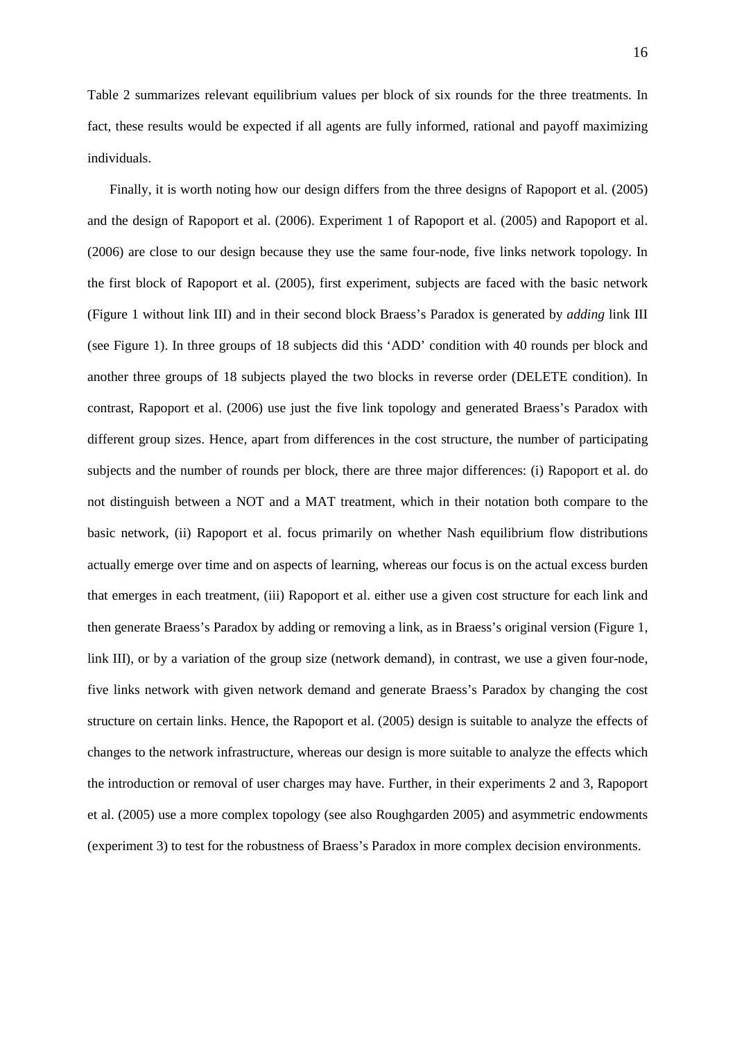Table 2 summarizes relevant equilibrium values per block of six rounds for the three treatments. In fact, these results would be expected if all agents are fully informed, rational and payoff maximizing individuals.

Finally, it is worth noting how our design differs from the three designs of Rapoport et al. (2005) and the design of Rapoport et al. (2006). Experiment 1 of Rapoport et al. (2005) and Rapoport et al. (2006) are close to our design because they use the same four-node, five links network topology. In the first block of Rapoport et al. (2005), first experiment, subjects are faced with the basic network (Figure 1 without link III) and in their second block Braess's Paradox is generated by *adding* link III (see Figure 1). In three groups of 18 subjects did this 'ADD' condition with 40 rounds per block and another three groups of 18 subjects played the two blocks in reverse order (DELETE condition). In contrast, Rapoport et al. (2006) use just the five link topology and generated Braess's Paradox with different group sizes. Hence, apart from differences in the cost structure, the number of participating subjects and the number of rounds per block, there are three major differences: (i) Rapoport et al. do not distinguish between a NOT and a MAT treatment, which in their notation both compare to the basic network, (ii) Rapoport et al. focus primarily on whether Nash equilibrium flow distributions actually emerge over time and on aspects of learning, whereas our focus is on the actual excess burden that emerges in each treatment, (iii) Rapoport et al. either use a given cost structure for each link and then generate Braess's Paradox by adding or removing a link, as in Braess's original version (Figure 1, link III), or by a variation of the group size (network demand), in contrast, we use a given four-node, five links network with given network demand and generate Braess's Paradox by changing the cost structure on certain links. Hence, the Rapoport et al. (2005) design is suitable to analyze the effects of changes to the network infrastructure, whereas our design is more suitable to analyze the effects which the introduction or removal of user charges may have. Further, in their experiments 2 and 3, Rapoport et al. (2005) use a more complex topology (see also Roughgarden 2005) and asymmetric endowments (experiment 3) to test for the robustness of Braess's Paradox in more complex decision environments.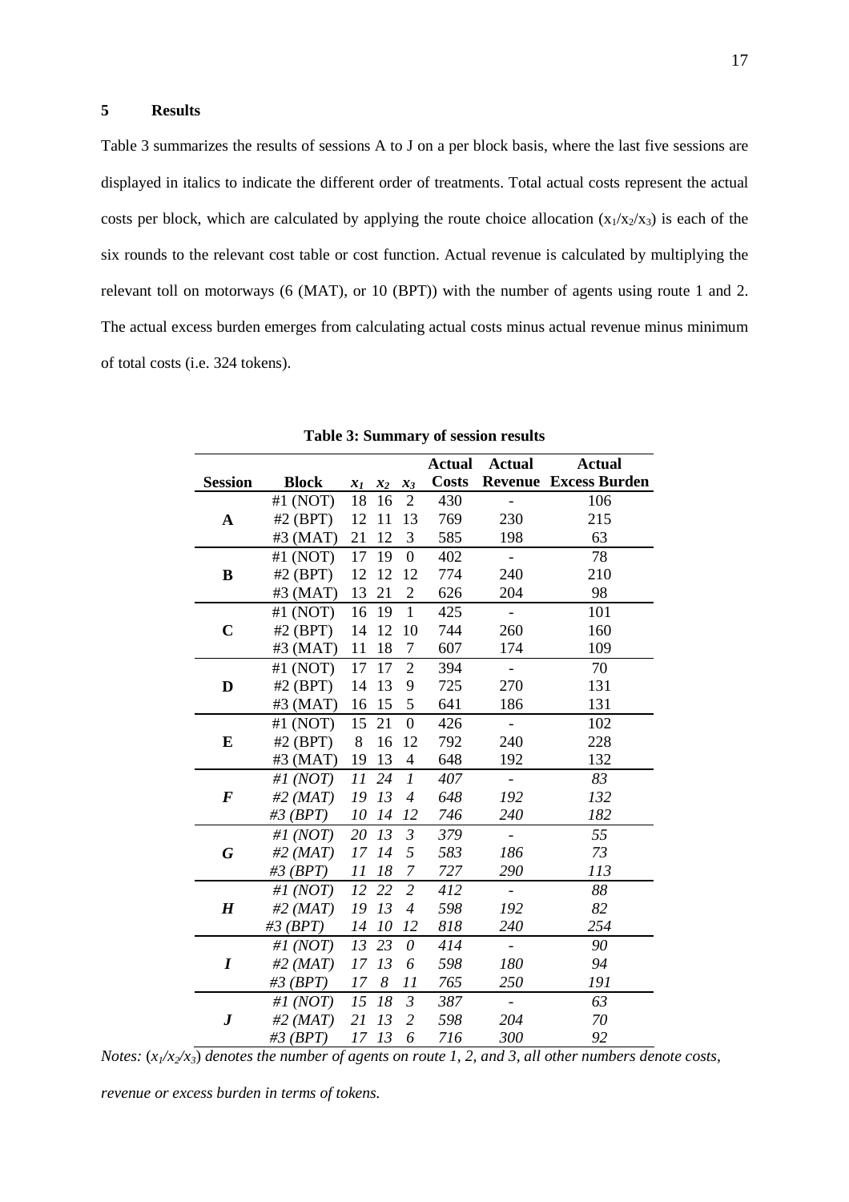## 5 Results

Table 3 summarizes the results of sessions A to J on a per block basis, where the last five sessions are displayed in italics to indicate the different order of treatments. Total actual costs represent the actual costs per block, which are calculated by applying the route choice allocation ($x_1/x_2/x_3$) is each of the six rounds to the relevant cost table or cost function. Actual revenue is calculated by multiplying the relevant toll on motorways (6 (MAT), or 10 (BPT)) with the number of agents using route 1 and 2. The actual excess burden emerges from calculating actual costs minus actual revenue minus minimum of total costs (i.e. 324 tokens).

**Table 3: Summary of session results**

| Session | Block | $x_1$ | $x_2$ | $x_3$ | Actual Costs | Actual Revenue | Actual Excess Burden |
|---|---|---|---|---|---|---|---|
| **A** | #1 (NOT) | 18 | 16 | 2 | 430 | - | 106 |
| | #2 (BPT) | 12 | 11 | 13 | 769 | 230 | 215 |
| | #3 (MAT) | 21 | 12 | 3 | 585 | 198 | 63 |
| **B** | #1 (NOT) | 17 | 19 | 0 | 402 | - | 78 |
| | #2 (BPT) | 12 | 12 | 12 | 774 | 240 | 210 |
| | #3 (MAT) | 13 | 21 | 2 | 626 | 204 | 98 |
| **C** | #1 (NOT) | 16 | 19 | 1 | 425 | - | 101 |
| | #2 (BPT) | 14 | 12 | 10 | 744 | 260 | 160 |
| | #3 (MAT) | 11 | 18 | 7 | 607 | 174 | 109 |
| **D** | #1 (NOT) | 17 | 17 | 2 | 394 | - | 70 |
| | #2 (BPT) | 14 | 13 | 9 | 725 | 270 | 131 |
| | #3 (MAT) | 16 | 15 | 5 | 641 | 186 | 131 |
| **E** | #1 (NOT) | 15 | 21 | 0 | 426 | - | 102 |
| | #2 (BPT) | 8 | 16 | 12 | 792 | 240 | 228 |
| | #3 (MAT) | 19 | 13 | 4 | 648 | 192 | 132 |
| ***F*** | *#1 (NOT)* | *11* | *24* | *1* | *407* | - | *83* |
| | *#2 (MAT)* | *19* | *13* | *4* | *648* | *192* | *132* |
| | *#3 (BPT)* | *10* | *14* | *12* | *746* | *240* | *182* |
| ***G*** | *#1 (NOT)* | *20* | *13* | *3* | *379* | - | *55* |
| | *#2 (MAT)* | *17* | *14* | *5* | *583* | *186* | *73* |
| | *#3 (BPT)* | *11* | *18* | *7* | *727* | *290* | *113* |
| ***H*** | *#1 (NOT)* | *12* | *22* | *2* | *412* | - | *88* |
| | *#2 (MAT)* | *19* | *13* | *4* | *598* | *192* | *82* |
| | *#3 (BPT)* | *14* | *10* | *12* | *818* | *240* | *254* |
| ***I*** | *#1 (NOT)* | *13* | *23* | *0* | *414* | - | *90* |
| | *#2 (MAT)* | *17* | *13* | *6* | *598* | *180* | *94* |
| | *#3 (BPT)* | *17* | *8* | *11* | *765* | *250* | *191* |
| ***J*** | *#1 (NOT)* | *15* | *18* | *3* | *387* | - | *63* |
| | *#2 (MAT)* | *21* | *13* | *2* | *598* | *204* | *70* |
| | *#3 (BPT)* | *17* | *13* | *6* | *716* | *300* | *92* |

*Notes: ($x_1/x_2/x_3$) denotes the number of agents on route 1, 2, and 3, all other numbers denote costs, revenue or excess burden in terms of tokens.*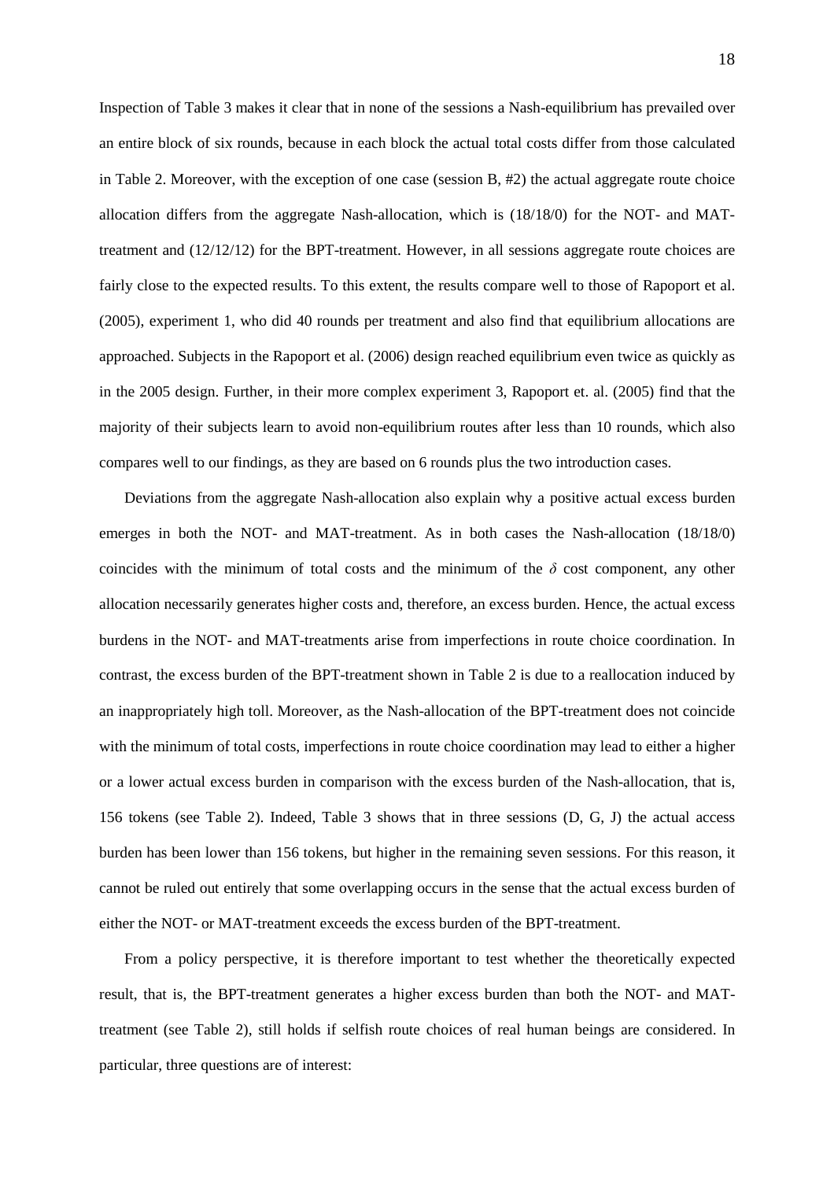Inspection of Table 3 makes it clear that in none of the sessions a Nash-equilibrium has prevailed over an entire block of six rounds, because in each block the actual total costs differ from those calculated in Table 2. Moreover, with the exception of one case (session B, #2) the actual aggregate route choice allocation differs from the aggregate Nash-allocation, which is (18/18/0) for the NOT- and MAT-treatment and (12/12/12) for the BPT-treatment. However, in all sessions aggregate route choices are fairly close to the expected results. To this extent, the results compare well to those of Rapoport et al. (2005), experiment 1, who did 40 rounds per treatment and also find that equilibrium allocations are approached. Subjects in the Rapoport et al. (2006) design reached equilibrium even twice as quickly as in the 2005 design. Further, in their more complex experiment 3, Rapoport et. al. (2005) find that the majority of their subjects learn to avoid non-equilibrium routes after less than 10 rounds, which also compares well to our findings, as they are based on 6 rounds plus the two introduction cases.

Deviations from the aggregate Nash-allocation also explain why a positive actual excess burden emerges in both the NOT- and MAT-treatment. As in both cases the Nash-allocation (18/18/0) coincides with the minimum of total costs and the minimum of the $\delta$ cost component, any other allocation necessarily generates higher costs and, therefore, an excess burden. Hence, the actual excess burdens in the NOT- and MAT-treatments arise from imperfections in route choice coordination. In contrast, the excess burden of the BPT-treatment shown in Table 2 is due to a reallocation induced by an inappropriately high toll. Moreover, as the Nash-allocation of the BPT-treatment does not coincide with the minimum of total costs, imperfections in route choice coordination may lead to either a higher or a lower actual excess burden in comparison with the excess burden of the Nash-allocation, that is, 156 tokens (see Table 2). Indeed, Table 3 shows that in three sessions (D, G, J) the actual access burden has been lower than 156 tokens, but higher in the remaining seven sessions. For this reason, it cannot be ruled out entirely that some overlapping occurs in the sense that the actual excess burden of either the NOT- or MAT-treatment exceeds the excess burden of the BPT-treatment.

From a policy perspective, it is therefore important to test whether the theoretically expected result, that is, the BPT-treatment generates a higher excess burden than both the NOT- and MAT-treatment (see Table 2), still holds if selfish route choices of real human beings are considered. In particular, three questions are of interest: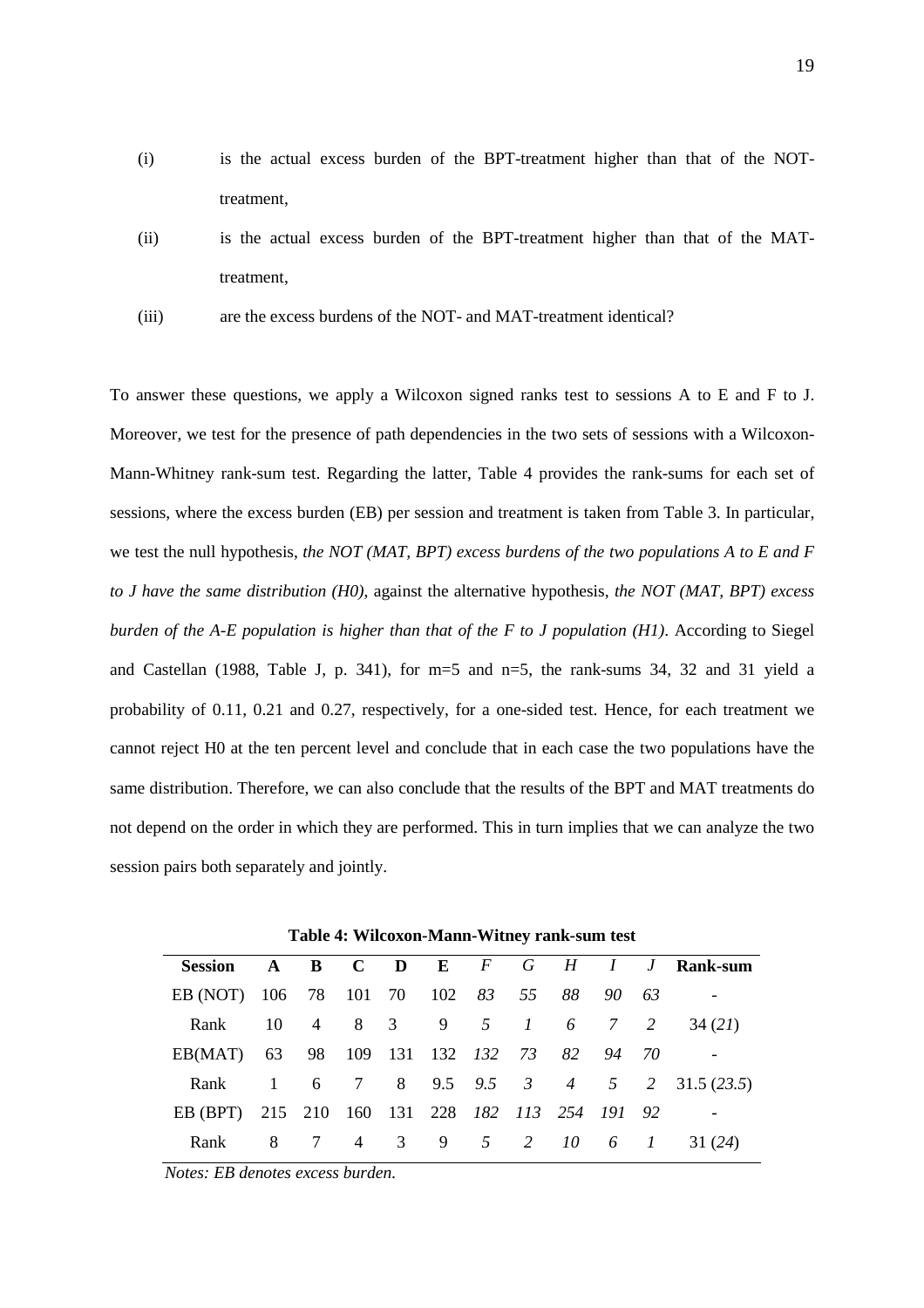(i) is the actual excess burden of the BPT-treatment higher than that of the NOT-treatment,

(ii) is the actual excess burden of the BPT-treatment higher than that of the MAT-treatment,

(iii) are the excess burdens of the NOT- and MAT-treatment identical?

To answer these questions, we apply a Wilcoxon signed ranks test to sessions A to E and F to J. Moreover, we test for the presence of path dependencies in the two sets of sessions with a Wilcoxon-Mann-Whitney rank-sum test. Regarding the latter, Table 4 provides the rank-sums for each set of sessions, where the excess burden (EB) per session and treatment is taken from Table 3. In particular, we test the null hypothesis, *the NOT (MAT, BPT) excess burdens of the two populations A to E and F to J have the same distribution (H0)*, against the alternative hypothesis, *the NOT (MAT, BPT) excess burden of the A-E population is higher than that of the F to J population (H1)*. According to Siegel and Castellan (1988, Table J, p. 341), for m=5 and n=5, the rank-sums 34, 32 and 31 yield a probability of 0.11, 0.21 and 0.27, respectively, for a one-sided test. Hence, for each treatment we cannot reject H0 at the ten percent level and conclude that in each case the two populations have the same distribution. Therefore, we can also conclude that the results of the BPT and MAT treatments do not depend on the order in which they are performed. This in turn implies that we can analyze the two session pairs both separately and jointly.

**Table 4: Wilcoxon-Mann-Witney rank-sum test**

| **Session** | **A** | **B** | **C** | **D** | **E** | ***F*** | ***G*** | ***H*** | ***I*** | ***J*** | **Rank-sum** |
|---|---|---|---|---|---|---|---|---|---|---|---|
| EB (NOT) | 106 | 78 | 101 | 70 | 102 | *83* | *55* | *88* | *90* | *63* | - |
| Rank | 10 | 4 | 8 | 3 | 9 | *5* | *1* | *6* | *7* | *2* | 34 (*21*) |
| EB(MAT) | 63 | 98 | 109 | 131 | 132 | *132* | *73* | *82* | *94* | *70* | - |
| Rank | 1 | 6 | 7 | 8 | 9.5 | *9.5* | *3* | *4* | *5* | *2* | 31.5 (*23.5*) |
| EB (BPT) | 215 | 210 | 160 | 131 | 228 | *182* | *113* | *254* | *191* | *92* | - |
| Rank | 8 | 7 | 4 | 3 | 9 | *5* | *2* | *10* | *6* | *1* | 31 (*24*) |

*Notes: EB denotes excess burden.*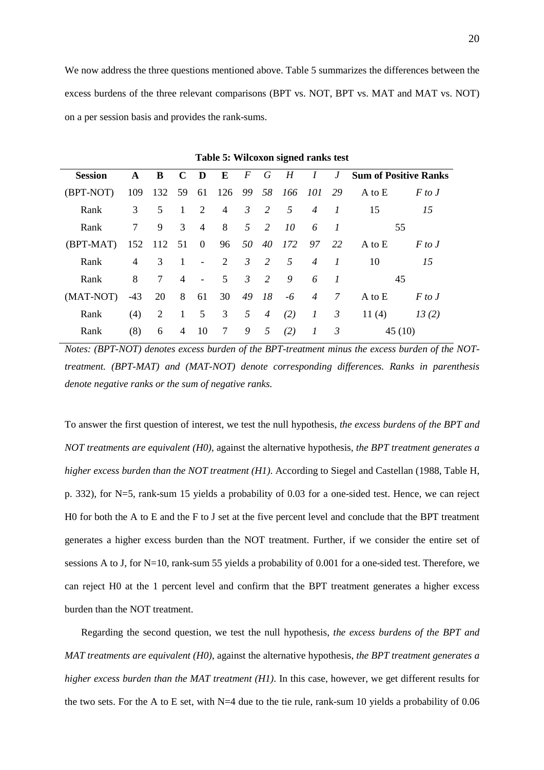We now address the three questions mentioned above. Table 5 summarizes the differences between the excess burdens of the three relevant comparisons (BPT vs. NOT, BPT vs. MAT and MAT vs. NOT) on a per session basis and provides the rank-sums.

**Table 5: Wilcoxon signed ranks test**

| Session | A | B | C | D | E | *F* | *G* | *H* | *I* | *J* | Sum of Positive Ranks | |
|---|---|---|---|---|---|---|---|---|---|---|---|---|
| (BPT-NOT) | 109 | 132 | 59 | 61 | 126 | *99* | *58* | *166* | *101* | *29* | A to E | *F to J* |
| Rank | 3 | 5 | 1 | 2 | 4 | *3* | *2* | *5* | *4* | *1* | 15 | *15* |
| Rank | 7 | 9 | 3 | 4 | 8 | *5* | *2* | *10* | *6* | *1* | 55 | |
| (BPT-MAT) | 152 | 112 | 51 | 0 | 96 | *50* | *40* | *172* | *97* | *22* | A to E | *F to J* |
| Rank | 4 | 3 | 1 | - | 2 | *3* | *2* | *5* | *4* | *1* | 10 | *15* |
| Rank | 8 | 7 | 4 | - | 5 | *3* | *2* | *9* | *6* | *1* | 45 | |
| (MAT-NOT) | -43 | 20 | 8 | 61 | 30 | *49* | *18* | *-6* | *4* | *7* | A to E | *F to J* |
| Rank | (4) | 2 | 1 | 5 | 3 | *5* | *4* | *(2)* | *1* | *3* | 11 (4) | *13 (2)* |
| Rank | (8) | 6 | 4 | 10 | 7 | *9* | *5* | *(2)* | *1* | *3* | 45 (10) | |

*Notes: (BPT-NOT) denotes excess burden of the BPT-treatment minus the excess burden of the NOT-treatment. (BPT-MAT) and (MAT-NOT) denote corresponding differences. Ranks in parenthesis denote negative ranks or the sum of negative ranks.*

To answer the first question of interest, we test the null hypothesis, *the excess burdens of the BPT and NOT treatments are equivalent (H0)*, against the alternative hypothesis, *the BPT treatment generates a higher excess burden than the NOT treatment (H1)*. According to Siegel and Castellan (1988, Table H, p. 332), for N=5, rank-sum 15 yields a probability of 0.03 for a one-sided test. Hence, we can reject H0 for both the A to E and the F to J set at the five percent level and conclude that the BPT treatment generates a higher excess burden than the NOT treatment. Further, if we consider the entire set of sessions A to J, for N=10, rank-sum 55 yields a probability of 0.001 for a one-sided test. Therefore, we can reject H0 at the 1 percent level and confirm that the BPT treatment generates a higher excess burden than the NOT treatment.

Regarding the second question, we test the null hypothesis, *the excess burdens of the BPT and MAT treatments are equivalent (H0)*, against the alternative hypothesis, *the BPT treatment generates a higher excess burden than the MAT treatment (H1)*. In this case, however, we get different results for the two sets. For the A to E set, with N=4 due to the tie rule, rank-sum 10 yields a probability of 0.06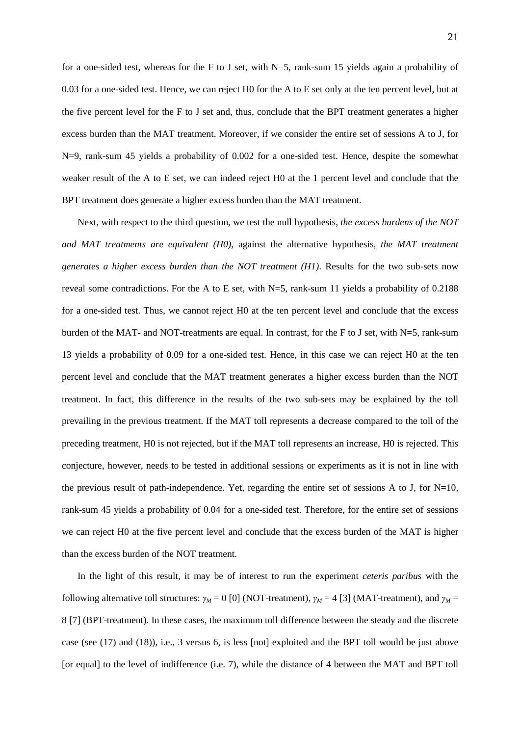for a one-sided test, whereas for the F to J set, with N=5, rank-sum 15 yields again a probability of 0.03 for a one-sided test. Hence, we can reject H0 for the A to E set only at the ten percent level, but at the five percent level for the F to J set and, thus, conclude that the BPT treatment generates a higher excess burden than the MAT treatment. Moreover, if we consider the entire set of sessions A to J, for N=9, rank-sum 45 yields a probability of 0.002 for a one-sided test. Hence, despite the somewhat weaker result of the A to E set, we can indeed reject H0 at the 1 percent level and conclude that the BPT treatment does generate a higher excess burden than the MAT treatment.

Next, with respect to the third question, we test the null hypothesis, *the excess burdens of the NOT and MAT treatments are equivalent (H0)*, against the alternative hypothesis, *the MAT treatment generates a higher excess burden than the NOT treatment (H1)*. Results for the two sub-sets now reveal some contradictions. For the A to E set, with N=5, rank-sum 11 yields a probability of 0.2188 for a one-sided test. Thus, we cannot reject H0 at the ten percent level and conclude that the excess burden of the MAT- and NOT-treatments are equal. In contrast, for the F to J set, with N=5, rank-sum 13 yields a probability of 0.09 for a one-sided test. Hence, in this case we can reject H0 at the ten percent level and conclude that the MAT treatment generates a higher excess burden than the NOT treatment. In fact, this difference in the results of the two sub-sets may be explained by the toll prevailing in the previous treatment. If the MAT toll represents a decrease compared to the toll of the preceding treatment, H0 is not rejected, but if the MAT toll represents an increase, H0 is rejected. This conjecture, however, needs to be tested in additional sessions or experiments as it is not in line with the previous result of path-independence. Yet, regarding the entire set of sessions A to J, for N=10, rank-sum 45 yields a probability of 0.04 for a one-sided test. Therefore, for the entire set of sessions we can reject H0 at the five percent level and conclude that the excess burden of the MAT is higher than the excess burden of the NOT treatment.

In the light of this result, it may be of interest to run the experiment *ceteris paribus* with the following alternative toll structures: $\gamma_M = 0$ [0] (NOT-treatment), $\gamma_M = 4$ [3] (MAT-treatment), and $\gamma_M = 8$ [7] (BPT-treatment). In these cases, the maximum toll difference between the steady and the discrete case (see (17) and (18)), i.e., 3 versus 6, is less [not] exploited and the BPT toll would be just above [or equal] to the level of indifference (i.e. 7), while the distance of 4 between the MAT and BPT toll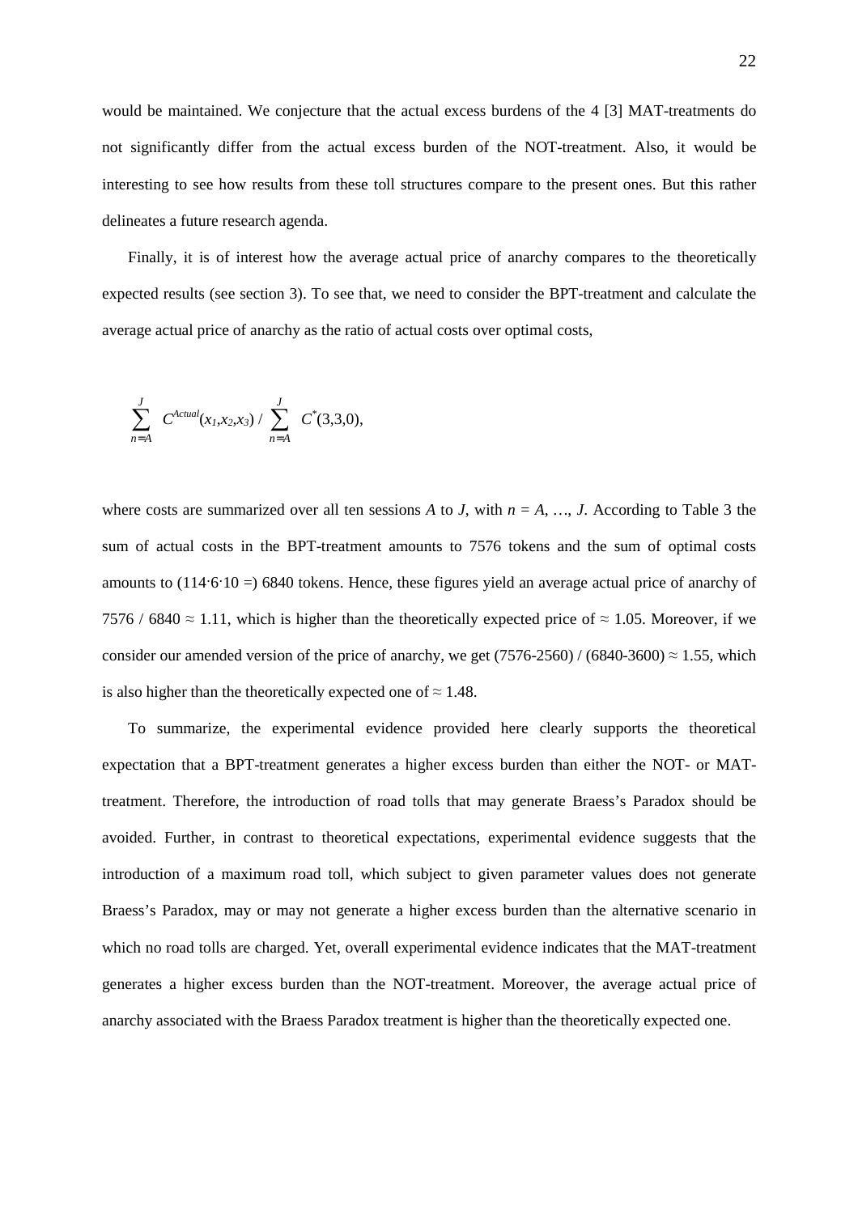would be maintained. We conjecture that the actual excess burdens of the 4 [3] MAT-treatments do not significantly differ from the actual excess burden of the NOT-treatment. Also, it would be interesting to see how results from these toll structures compare to the present ones. But this rather delineates a future research agenda.

Finally, it is of interest how the average actual price of anarchy compares to the theoretically expected results (see section 3). To see that, we need to consider the BPT-treatment and calculate the average actual price of anarchy as the ratio of actual costs over optimal costs,

$$\sum_{n=A}^{J} C^{Actual}(x_1,x_2,x_3) \,/\, \sum_{n=A}^{J} C^{*}(3,3,0),$$

where costs are summarized over all ten sessions *A* to *J*, with $n = A, \ldots, J$. According to Table 3 the sum of actual costs in the BPT-treatment amounts to 7576 tokens and the sum of optimal costs amounts to (114·6·10 =) 6840 tokens. Hence, these figures yield an average actual price of anarchy of 7576 / 6840 ≈ 1.11, which is higher than the theoretically expected price of ≈ 1.05. Moreover, if we consider our amended version of the price of anarchy, we get (7576-2560) / (6840-3600) ≈ 1.55, which is also higher than the theoretically expected one of ≈ 1.48.

To summarize, the experimental evidence provided here clearly supports the theoretical expectation that a BPT-treatment generates a higher excess burden than either the NOT- or MAT-treatment. Therefore, the introduction of road tolls that may generate Braess's Paradox should be avoided. Further, in contrast to theoretical expectations, experimental evidence suggests that the introduction of a maximum road toll, which subject to given parameter values does not generate Braess's Paradox, may or may not generate a higher excess burden than the alternative scenario in which no road tolls are charged. Yet, overall experimental evidence indicates that the MAT-treatment generates a higher excess burden than the NOT-treatment. Moreover, the average actual price of anarchy associated with the Braess Paradox treatment is higher than the theoretically expected one.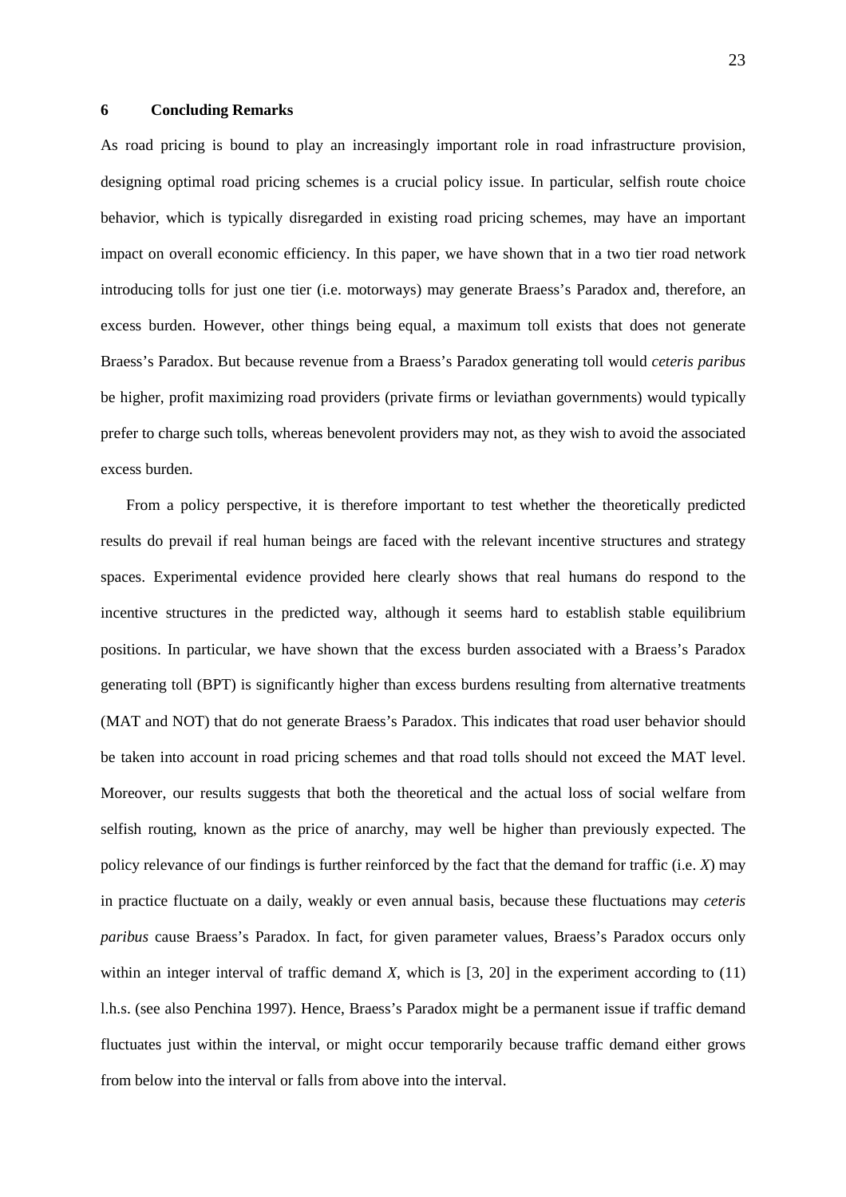## 6 Concluding Remarks

As road pricing is bound to play an increasingly important role in road infrastructure provision, designing optimal road pricing schemes is a crucial policy issue. In particular, selfish route choice behavior, which is typically disregarded in existing road pricing schemes, may have an important impact on overall economic efficiency. In this paper, we have shown that in a two tier road network introducing tolls for just one tier (i.e. motorways) may generate Braess's Paradox and, therefore, an excess burden. However, other things being equal, a maximum toll exists that does not generate Braess's Paradox. But because revenue from a Braess's Paradox generating toll would *ceteris paribus* be higher, profit maximizing road providers (private firms or leviathan governments) would typically prefer to charge such tolls, whereas benevolent providers may not, as they wish to avoid the associated excess burden.

From a policy perspective, it is therefore important to test whether the theoretically predicted results do prevail if real human beings are faced with the relevant incentive structures and strategy spaces. Experimental evidence provided here clearly shows that real humans do respond to the incentive structures in the predicted way, although it seems hard to establish stable equilibrium positions. In particular, we have shown that the excess burden associated with a Braess's Paradox generating toll (BPT) is significantly higher than excess burdens resulting from alternative treatments (MAT and NOT) that do not generate Braess's Paradox. This indicates that road user behavior should be taken into account in road pricing schemes and that road tolls should not exceed the MAT level. Moreover, our results suggests that both the theoretical and the actual loss of social welfare from selfish routing, known as the price of anarchy, may well be higher than previously expected. The policy relevance of our findings is further reinforced by the fact that the demand for traffic (i.e. $X$) may in practice fluctuate on a daily, weakly or even annual basis, because these fluctuations may *ceteris paribus* cause Braess's Paradox. In fact, for given parameter values, Braess's Paradox occurs only within an integer interval of traffic demand $X$, which is [3, 20] in the experiment according to (11) l.h.s. (see also Penchina 1997). Hence, Braess's Paradox might be a permanent issue if traffic demand fluctuates just within the interval, or might occur temporarily because traffic demand either grows from below into the interval or falls from above into the interval.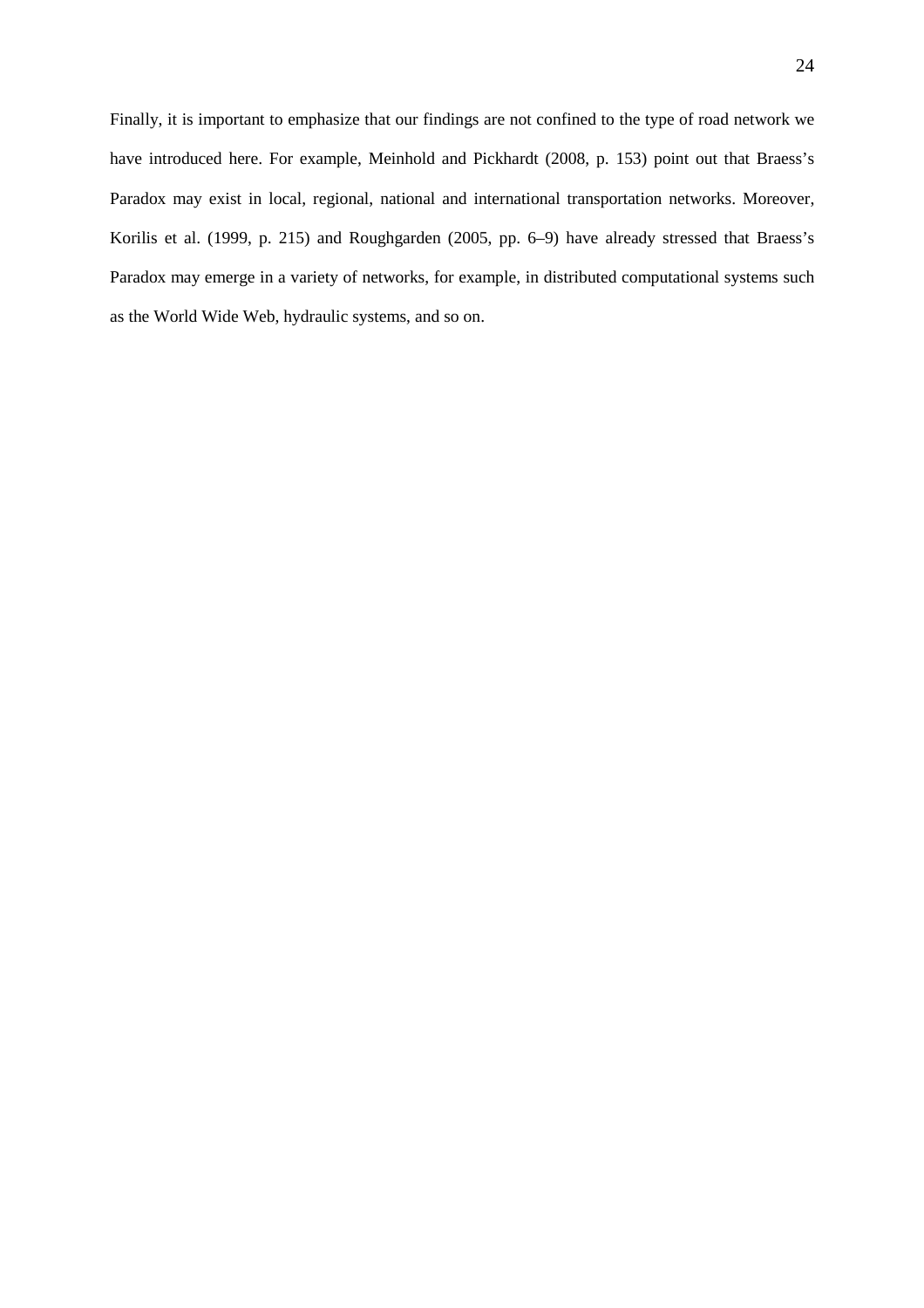Finally, it is important to emphasize that our findings are not confined to the type of road network we have introduced here. For example, Meinhold and Pickhardt (2008, p. 153) point out that Braess's Paradox may exist in local, regional, national and international transportation networks. Moreover, Korilis et al. (1999, p. 215) and Roughgarden (2005, pp. 6–9) have already stressed that Braess's Paradox may emerge in a variety of networks, for example, in distributed computational systems such as the World Wide Web, hydraulic systems, and so on.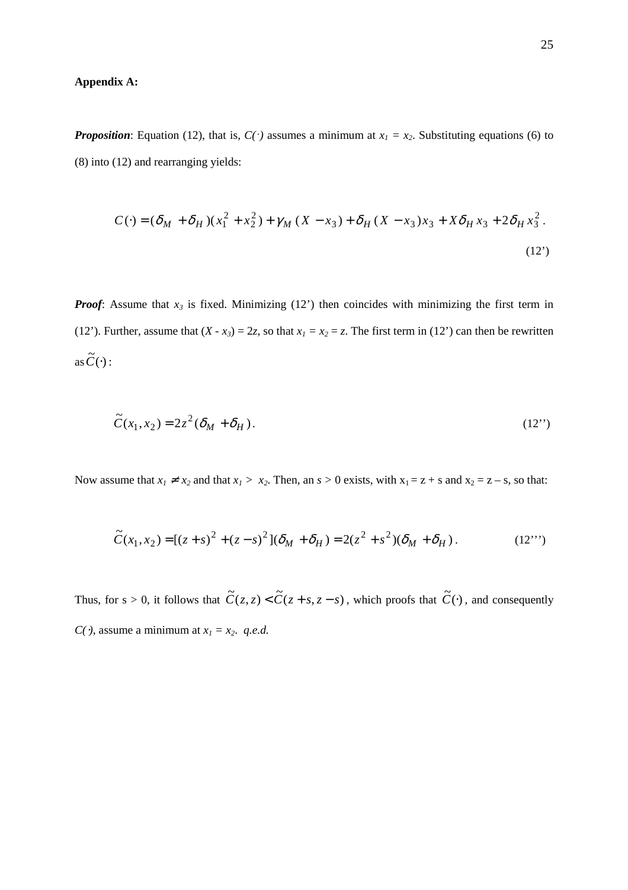**Appendix A:**

***Proposition***: Equation (12), that is, $C(\cdot)$ assumes a minimum at $x_1 = x_2$. Substituting equations (6) to (8) into (12) and rearranging yields:

$$C(\cdot) = (\delta_M + \delta_H)(x_1^2 + x_2^2) + \gamma_M (X - x_3) + \delta_H (X - x_3)x_3 + X\delta_H x_3 + 2\delta_H x_3^2 . \tag{12'}$$

***Proof***: Assume that $x_3$ is fixed. Minimizing (12') then coincides with minimizing the first term in (12'). Further, assume that $(X - x_3) = 2z$, so that $x_1 = x_2 = z$. The first term in (12') can then be rewritten as $\tilde{C}(\cdot)$:

$$\tilde{C}(x_1, x_2) = 2z^2(\delta_M + \delta_H) . \tag{12''}$$

Now assume that $x_1 \neq x_2$ and that $x_1 > x_2$. Then, an $s > 0$ exists, with $x_1 = z + s$ and $x_2 = z - s$, so that:

$$\tilde{C}(x_1, x_2) = [(z+s)^2 + (z-s)^2](\delta_M + \delta_H) = 2(z^2 + s^2)(\delta_M + \delta_H) . \tag{12'''}$$

Thus, for $s > 0$, it follows that $\tilde{C}(z, z) < \tilde{C}(z + s, z - s)$, which proofs that $\tilde{C}(\cdot)$, and consequently $C(\cdot)$, assume a minimum at $x_1 = x_2$. *q.e.d.*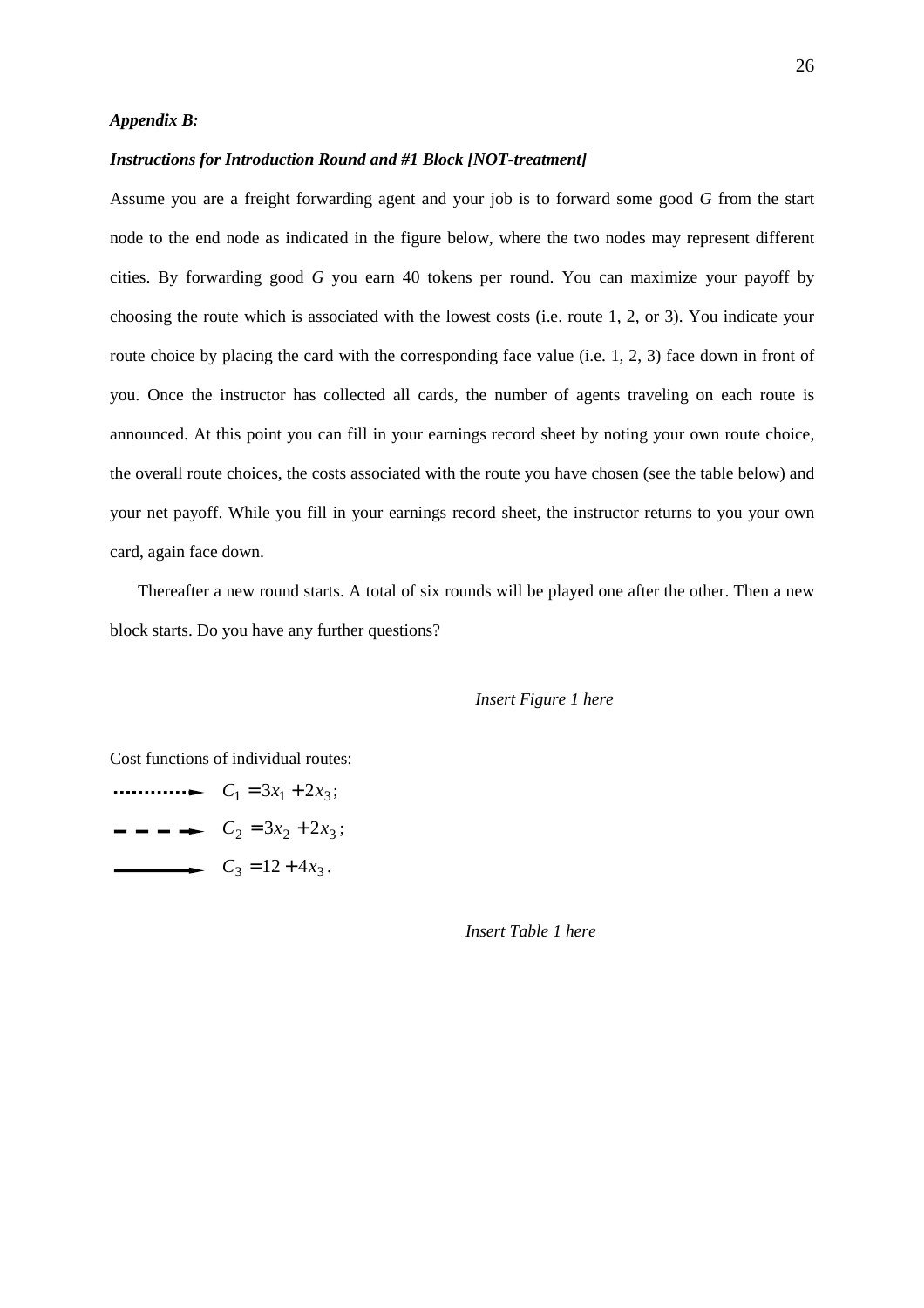***Appendix B:***

***Instructions for Introduction Round and #1 Block [NOT-treatment]***

Assume you are a freight forwarding agent and your job is to forward some good *G* from the start node to the end node as indicated in the figure below, where the two nodes may represent different cities. By forwarding good *G* you earn 40 tokens per round. You can maximize your payoff by choosing the route which is associated with the lowest costs (i.e. route 1, 2, or 3). You indicate your route choice by placing the card with the corresponding face value (i.e. 1, 2, 3) face down in front of you. Once the instructor has collected all cards, the number of agents traveling on each route is announced. At this point you can fill in your earnings record sheet by noting your own route choice, the overall route choices, the costs associated with the route you have chosen (see the table below) and your net payoff. While you fill in your earnings record sheet, the instructor returns to you your own card, again face down.

Thereafter a new round starts. A total of six rounds will be played one after the other. Then a new block starts. Do you have any further questions?

*Insert Figure 1 here*

Cost functions of individual routes:

············► $C_1 = 3x_1 + 2x_3$;

– – – –► $C_2 = 3x_2 + 2x_3$;

————► $C_3 = 12 + 4x_3$.

*Insert Table 1 here*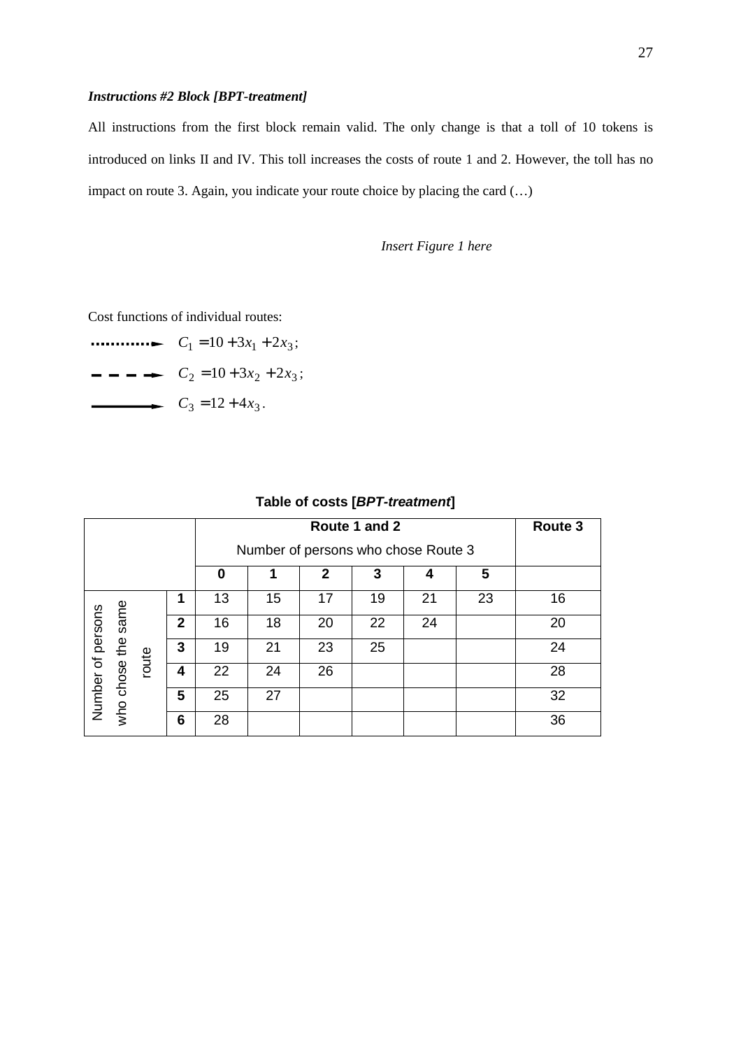***Instructions #2 Block [BPT-treatment]***

All instructions from the first block remain valid. The only change is that a toll of 10 tokens is introduced on links II and IV. This toll increases the costs of route 1 and 2. However, the toll has no impact on route 3. Again, you indicate your route choice by placing the card (…)

*Insert Figure 1 here*

Cost functions of individual routes:

$C_1 = 10 + 3x_1 + 2x_3$;

$C_2 = 10 + 3x_2 + 2x_3$;

$C_3 = 12 + 4x_3$.

**Table of costs [*BPT-treatment*]**

| | | **Route 1 and 2** | | | | | | **Route 3** |
|---|---|---|---|---|---|---|---|---|
| | | Number of persons who chose Route 3 | | | | | | |
| | | **0** | **1** | **2** | **3** | **4** | **5** | |
| Number of persons who chose the same route | **1** | 13 | 15 | 17 | 19 | 21 | 23 | 16 |
| | **2** | 16 | 18 | 20 | 22 | 24 | | 20 |
| | **3** | 19 | 21 | 23 | 25 | | | 24 |
| | **4** | 22 | 24 | 26 | | | | 28 |
| | **5** | 25 | 27 | | | | | 32 |
| | **6** | 28 | | | | | | 36 |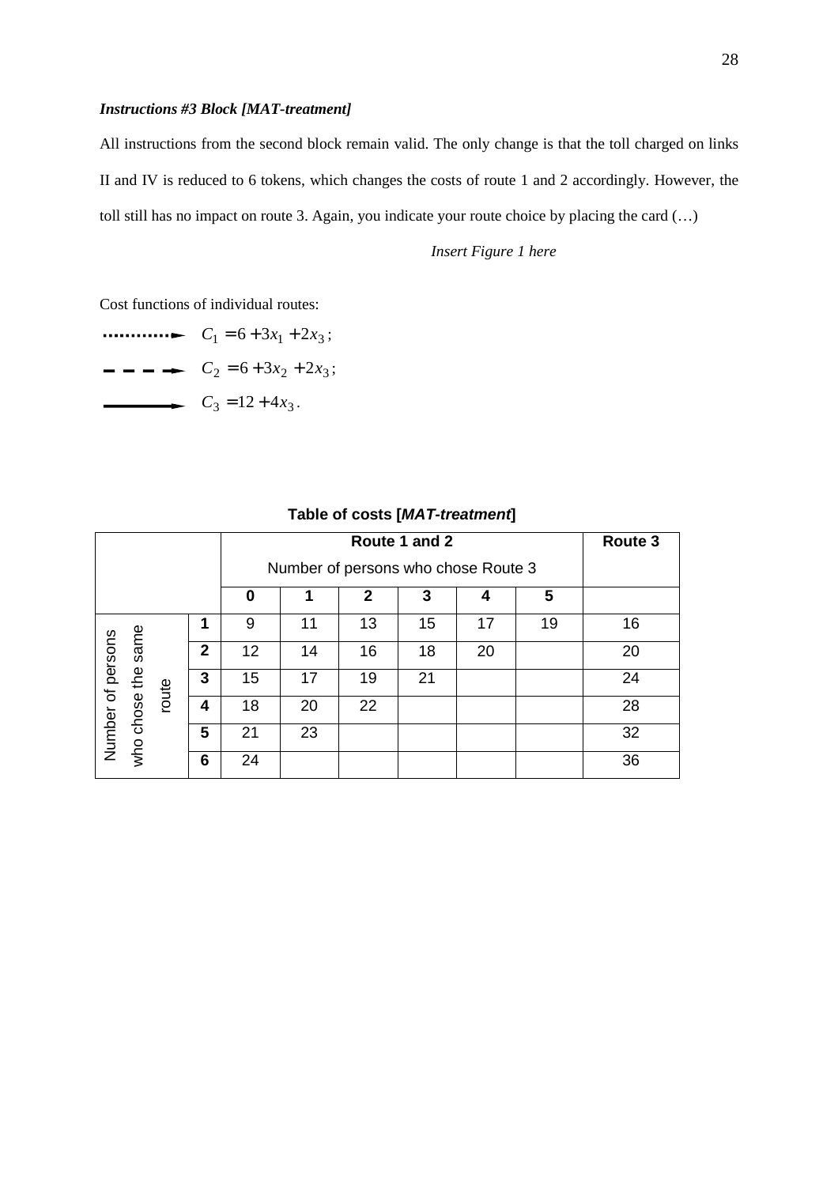***Instructions #3 Block [MAT-treatment]***

All instructions from the second block remain valid. The only change is that the toll charged on links II and IV is reduced to 6 tokens, which changes the costs of route 1 and 2 accordingly. However, the toll still has no impact on route 3. Again, you indicate your route choice by placing the card (…)

*Insert Figure 1 here*

Cost functions of individual routes:

(dotted arrow) $C_1 = 6 + 3x_1 + 2x_3$;

(dashed arrow) $C_2 = 6 + 3x_2 + 2x_3$;

(solid arrow) $C_3 = 12 + 4x_3$.

**Table of costs [*MAT-treatment*]**

| | | Route 1 and 2 | | | | | | Route 3 |
|---|---|---|---|---|---|---|---|---|
| | | Number of persons who chose Route 3 | | | | | | |
| | | **0** | **1** | **2** | **3** | **4** | **5** | |
| Number of persons who chose the same route | **1** | 9 | 11 | 13 | 15 | 17 | 19 | 16 |
| | **2** | 12 | 14 | 16 | 18 | 20 | | 20 |
| | **3** | 15 | 17 | 19 | 21 | | | 24 |
| | **4** | 18 | 20 | 22 | | | | 28 |
| | **5** | 21 | 23 | | | | | 32 |
| | **6** | 24 | | | | | | 36 |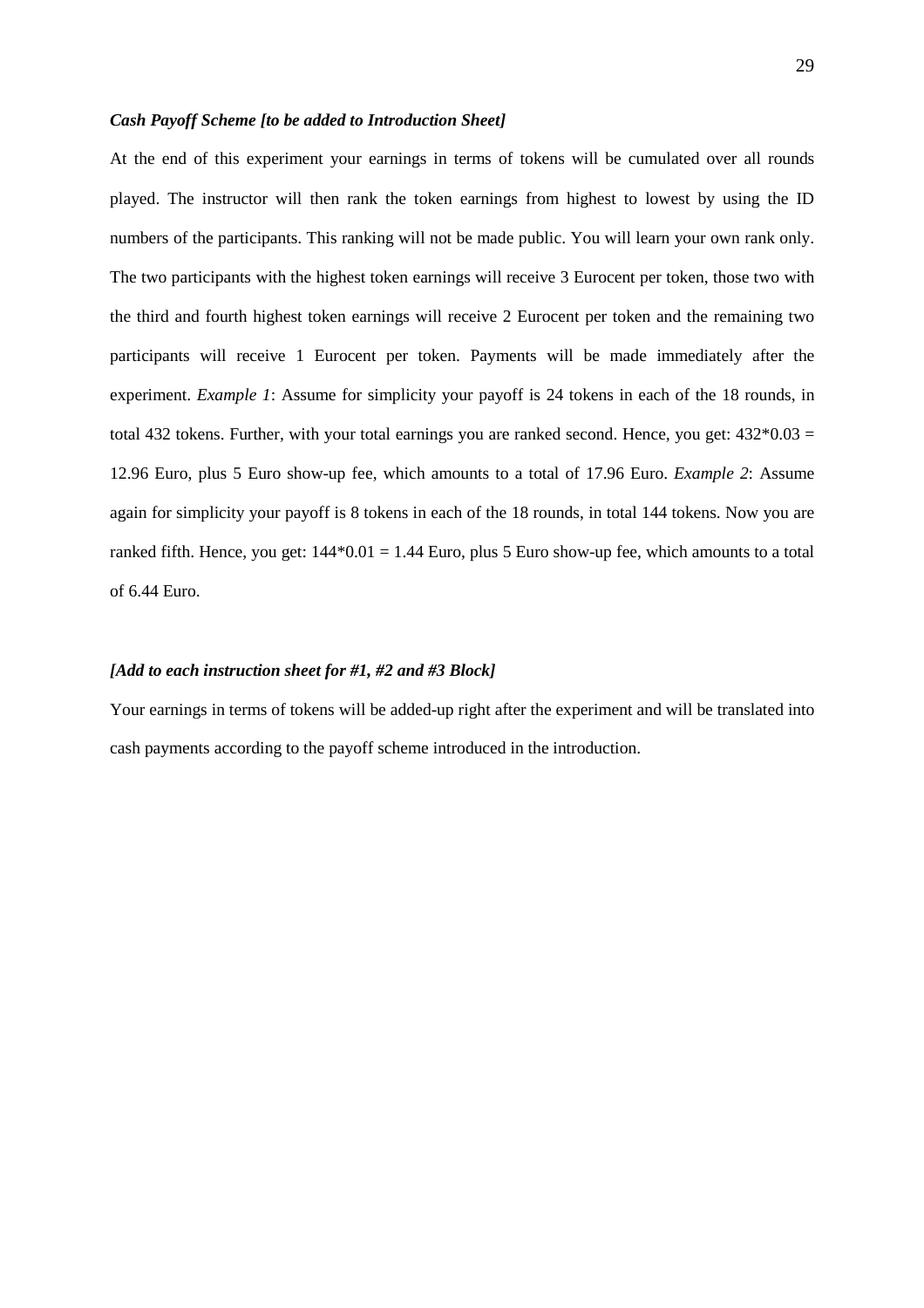***Cash Payoff Scheme [to be added to Introduction Sheet]***

At the end of this experiment your earnings in terms of tokens will be cumulated over all rounds played. The instructor will then rank the token earnings from highest to lowest by using the ID numbers of the participants. This ranking will not be made public. You will learn your own rank only. The two participants with the highest token earnings will receive 3 Eurocent per token, those two with the third and fourth highest token earnings will receive 2 Eurocent per token and the remaining two participants will receive 1 Eurocent per token. Payments will be made immediately after the experiment. *Example 1*: Assume for simplicity your payoff is 24 tokens in each of the 18 rounds, in total 432 tokens. Further, with your total earnings you are ranked second. Hence, you get: 432*0.03 = 12.96 Euro, plus 5 Euro show-up fee, which amounts to a total of 17.96 Euro. *Example 2*: Assume again for simplicity your payoff is 8 tokens in each of the 18 rounds, in total 144 tokens. Now you are ranked fifth. Hence, you get: 144*0.01 = 1.44 Euro, plus 5 Euro show-up fee, which amounts to a total of 6.44 Euro.

***[Add to each instruction sheet for #1, #2 and #3 Block]***

Your earnings in terms of tokens will be added-up right after the experiment and will be translated into cash payments according to the payoff scheme introduced in the introduction.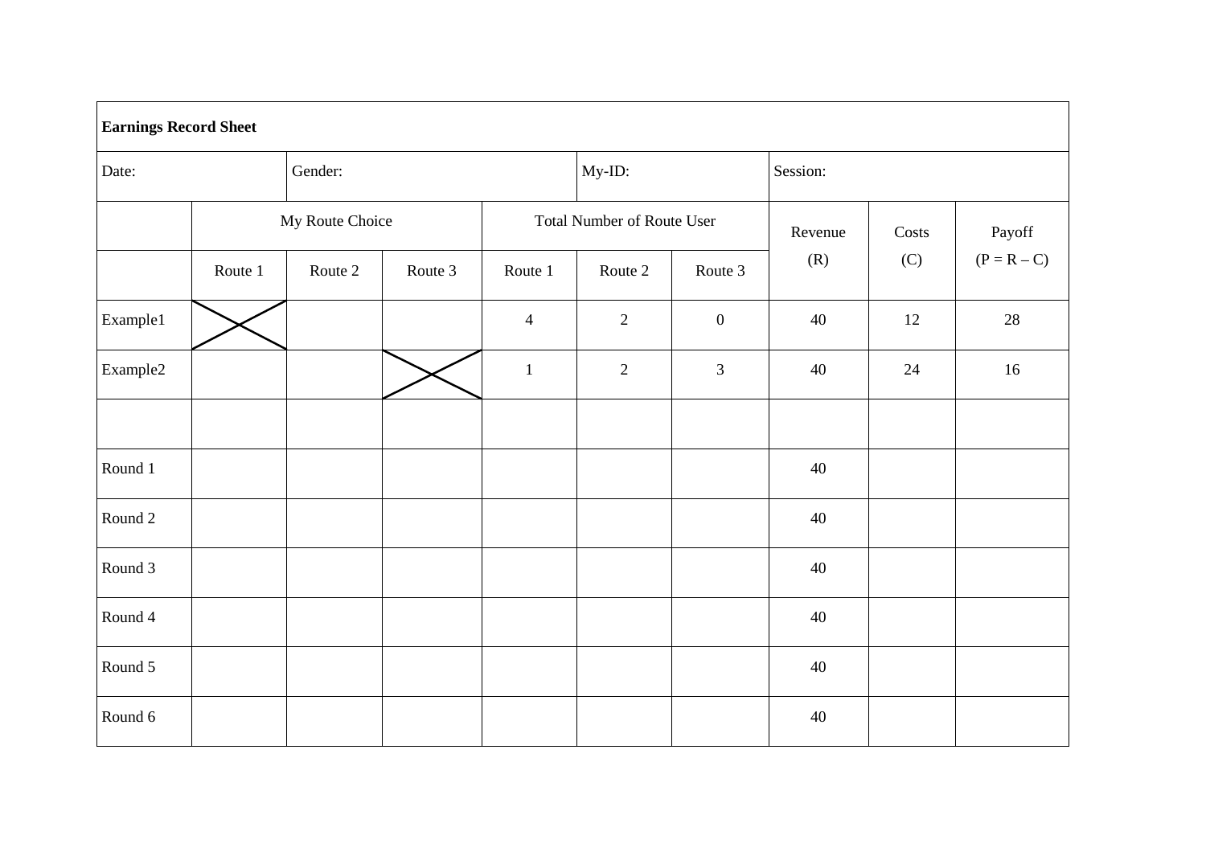**Earnings Record Sheet**

| Date: | | Gender: | | | My-ID: | | Session: | | |
|---|---|---|---|---|---|---|---|---|---|
| | My Route Choice | | | Total Number of Route User | | | Revenue (R) | Costs (C) | Payoff (P = R – C) |
| | Route 1 | Route 2 | Route 3 | Route 1 | Route 2 | Route 3 | | | |
| Example1 | X | | | 4 | 2 | 0 | 40 | 12 | 28 |
| Example2 | | | X | 1 | 2 | 3 | 40 | 24 | 16 |
| | | | | | | | | | |
| Round 1 | | | | | | | 40 | | |
| Round 2 | | | | | | | 40 | | |
| Round 3 | | | | | | | 40 | | |
| Round 4 | | | | | | | 40 | | |
| Round 5 | | | | | | | 40 | | |
| Round 6 | | | | | | | 40 | | |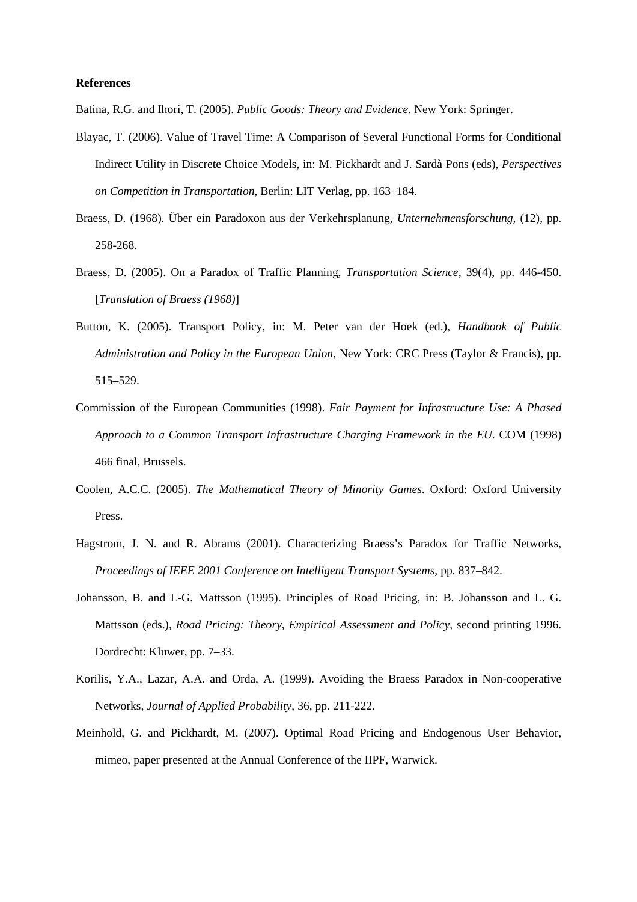**References**

Batina, R.G. and Ihori, T. (2005). *Public Goods: Theory and Evidence*. New York: Springer.

Blayac, T. (2006). Value of Travel Time: A Comparison of Several Functional Forms for Conditional Indirect Utility in Discrete Choice Models, in: M. Pickhardt and J. Sardà Pons (eds), *Perspectives on Competition in Transportation*, Berlin: LIT Verlag, pp. 163–184.

Braess, D. (1968). Über ein Paradoxon aus der Verkehrsplanung, *Unternehmensforschung*, (12), pp. 258-268.

Braess, D. (2005). On a Paradox of Traffic Planning, *Transportation Science*, 39(4), pp. 446-450. [*Translation of Braess (1968)*]

Button, K. (2005). Transport Policy, in: M. Peter van der Hoek (ed.), *Handbook of Public Administration and Policy in the European Union*, New York: CRC Press (Taylor & Francis), pp. 515–529.

Commission of the European Communities (1998). *Fair Payment for Infrastructure Use: A Phased Approach to a Common Transport Infrastructure Charging Framework in the EU*. COM (1998) 466 final, Brussels.

Coolen, A.C.C. (2005). *The Mathematical Theory of Minority Games*. Oxford: Oxford University Press.

Hagstrom, J. N. and R. Abrams (2001). Characterizing Braess's Paradox for Traffic Networks, *Proceedings of IEEE 2001 Conference on Intelligent Transport Systems*, pp. 837–842.

Johansson, B. and L-G. Mattsson (1995). Principles of Road Pricing, in: B. Johansson and L. G. Mattsson (eds.), *Road Pricing: Theory, Empirical Assessment and Policy*, second printing 1996. Dordrecht: Kluwer, pp. 7–33.

Korilis, Y.A., Lazar, A.A. and Orda, A. (1999). Avoiding the Braess Paradox in Non-cooperative Networks, *Journal of Applied Probability*, 36, pp. 211-222.

Meinhold, G. and Pickhardt, M. (2007). Optimal Road Pricing and Endogenous User Behavior, mimeo, paper presented at the Annual Conference of the IIPF, Warwick.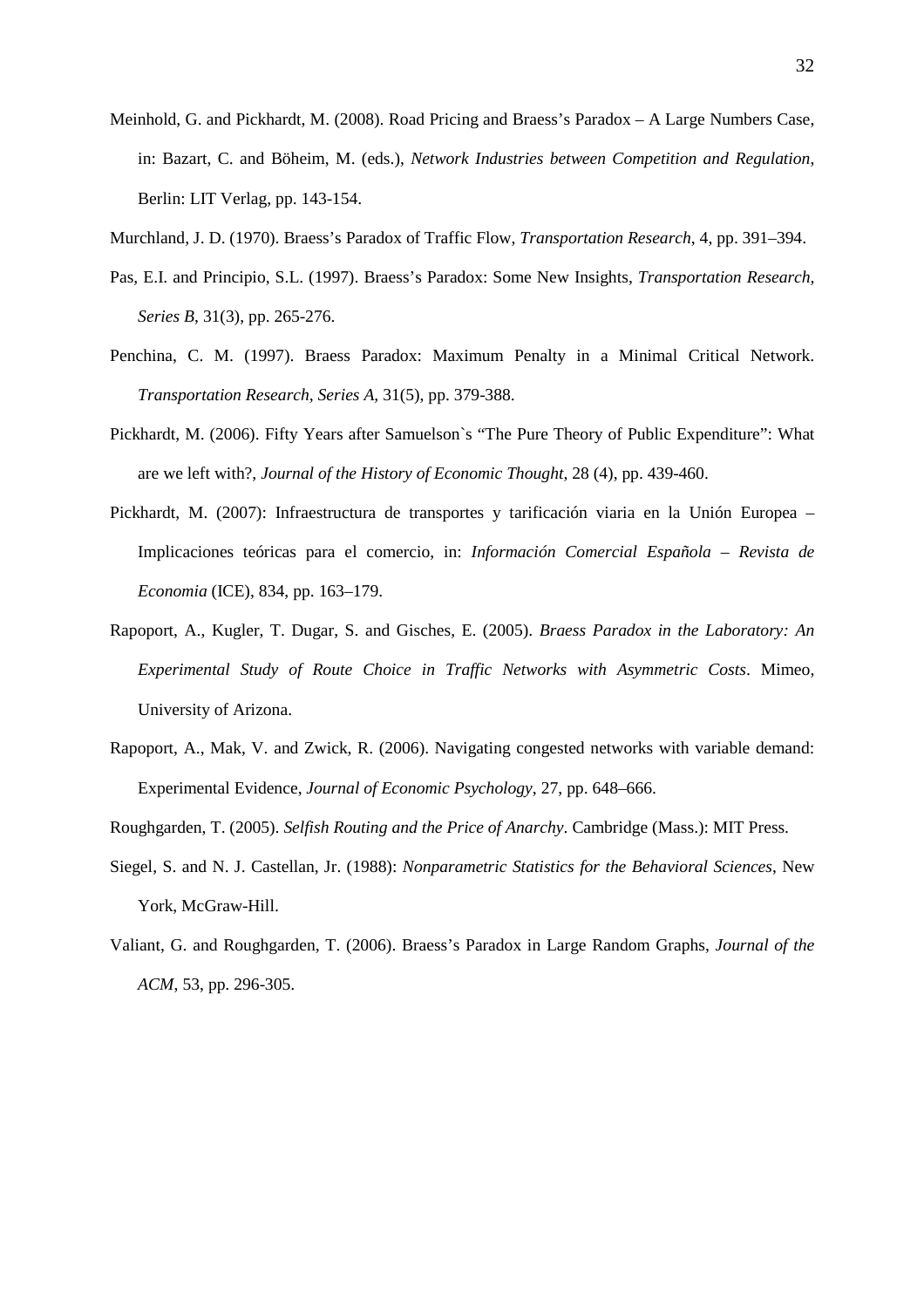Meinhold, G. and Pickhardt, M. (2008). Road Pricing and Braess's Paradox – A Large Numbers Case, in: Bazart, C. and Böheim, M. (eds.), *Network Industries between Competition and Regulation*, Berlin: LIT Verlag, pp. 143-154.

Murchland, J. D. (1970). Braess's Paradox of Traffic Flow, *Transportation Research*, 4, pp. 391–394.

Pas, E.I. and Principio, S.L. (1997). Braess's Paradox: Some New Insights, *Transportation Research, Series B*, 31(3), pp. 265-276.

Penchina, C. M. (1997). Braess Paradox: Maximum Penalty in a Minimal Critical Network. *Transportation Research, Series A*, 31(5), pp. 379-388.

Pickhardt, M. (2006). Fifty Years after Samuelson`s "The Pure Theory of Public Expenditure": What are we left with?, *Journal of the History of Economic Thought*, 28 (4), pp. 439-460.

Pickhardt, M. (2007): Infraestructura de transportes y tarificación viaria en la Unión Europea – Implicaciones teóricas para el comercio, in: *Información Comercial Española – Revista de Economia* (ICE), 834, pp. 163–179.

Rapoport, A., Kugler, T. Dugar, S. and Gisches, E. (2005). *Braess Paradox in the Laboratory: An Experimental Study of Route Choice in Traffic Networks with Asymmetric Costs*. Mimeo, University of Arizona.

Rapoport, A., Mak, V. and Zwick, R. (2006). Navigating congested networks with variable demand: Experimental Evidence, *Journal of Economic Psychology*, 27, pp. 648–666.

Roughgarden, T. (2005). *Selfish Routing and the Price of Anarchy*. Cambridge (Mass.): MIT Press.

Siegel, S. and N. J. Castellan, Jr. (1988): *Nonparametric Statistics for the Behavioral Sciences*, New York, McGraw-Hill.

Valiant, G. and Roughgarden, T. (2006). Braess's Paradox in Large Random Graphs, *Journal of the ACM*, 53, pp. 296-305.